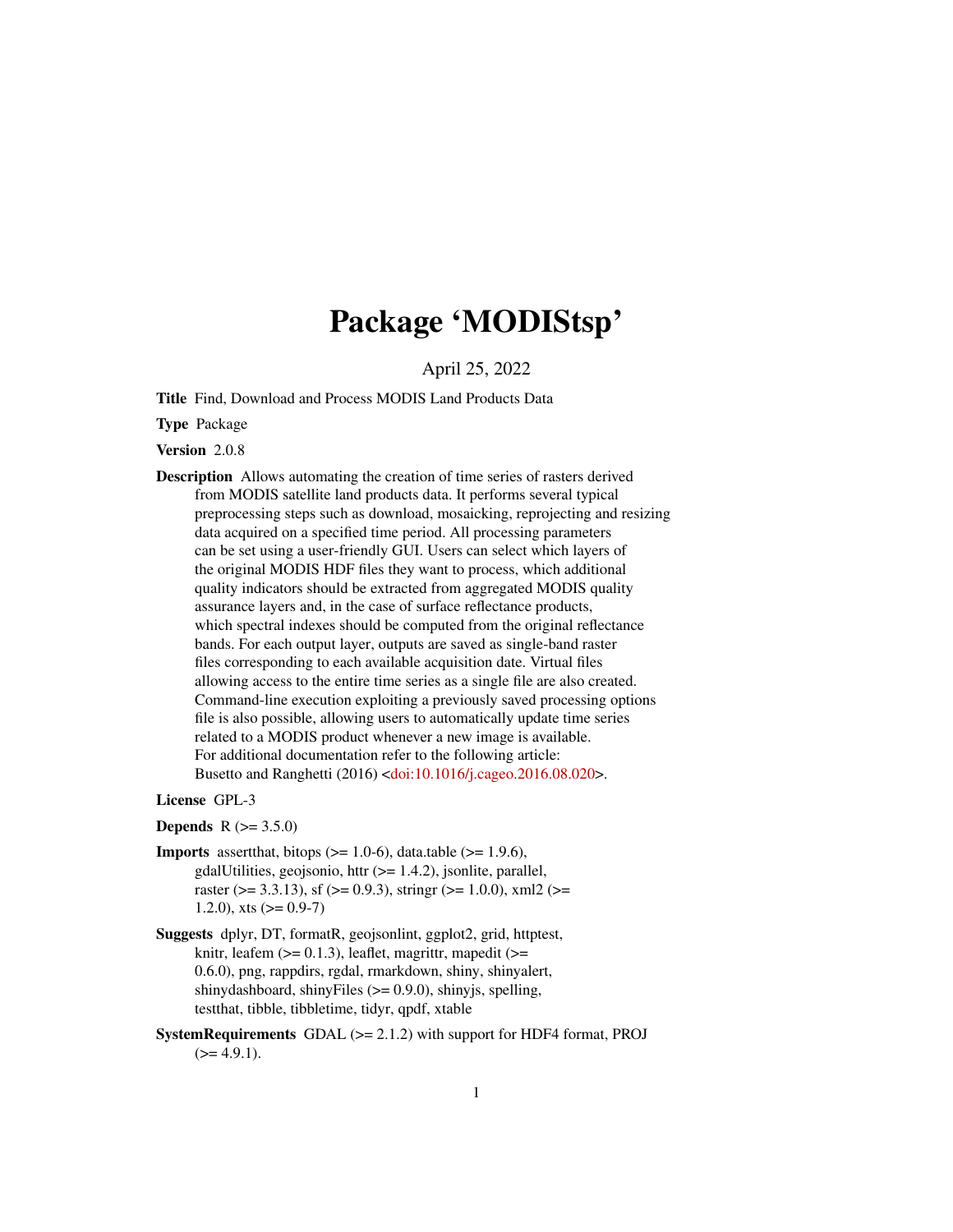# Package 'MODIStsp'

April 25, 2022

**Title** Find, Download and Process MODIS Land Products Data

**Type** Package

**Version** 2.0.8

**Description** Allows automating the creation of time series of rasters derived from MODIS satellite land products data. It performs several typical preprocessing steps such as download, mosaicking, reprojecting and resizing data acquired on a specified time period. All processing parameters can be set using a user-friendly GUI. Users can select which layers of the original MODIS HDF files they want to process, which additional quality indicators should be extracted from aggregated MODIS quality assurance layers and, in the case of surface reflectance products, which spectral indexes should be computed from the original reflectance bands. For each output layer, outputs are saved as single-band raster files corresponding to each available acquisition date. Virtual files allowing access to the entire time series as a single file are also created. Command-line execution exploiting a previously saved processing options file is also possible, allowing users to automatically update time series related to a MODIS product whenever a new image is available. For additional documentation refer to the following article: Busetto and Ranghetti (2016) <doi:10.1016/j.cageo.2016.08.020>.

**License** GPL-3

**Depends** R (>= 3.5.0)

**Imports** assertthat, bitops (>= 1.0-6), data.table (>= 1.9.6), gdalUtilities, geojsonio, httr (>= 1.4.2), jsonlite, parallel, raster (>= 3.3.13), sf (>= 0.9.3), stringr (>= 1.0.0), xml2 (>= 1.2.0), xts (>= 0.9-7)

**Suggests** dplyr, DT, formatR, geojsonlint, ggplot2, grid, httptest, knitr, leafem (>= 0.1.3), leaflet, magrittr, mapedit (>= 0.6.0), png, rappdirs, rgdal, rmarkdown, shiny, shinyalert, shinydashboard, shinyFiles (>= 0.9.0), shinyjs, spelling, testthat, tibble, tibbletime, tidyr, qpdf, xtable

**SystemRequirements** GDAL (>= 2.1.2) with support for HDF4 format, PROJ (>= 4.9.1).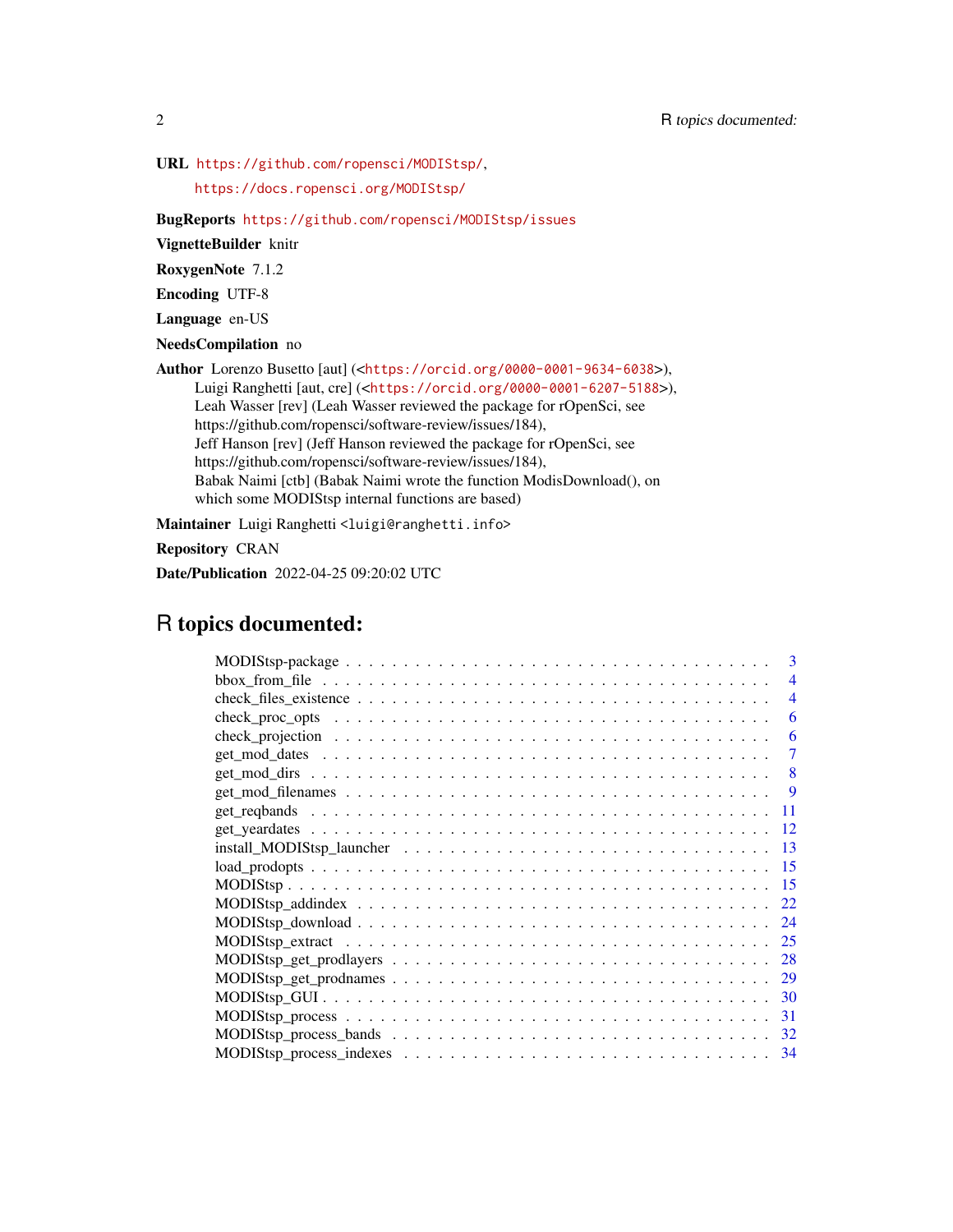**URL** https://github.com/ropensci/MODIStsp/,
https://docs.ropensci.org/MODIStsp/

**BugReports** https://github.com/ropensci/MODIStsp/issues

**VignetteBuilder** knitr

**RoxygenNote** 7.1.2

**Encoding** UTF-8

**Language** en-US

**NeedsCompilation** no

**Author** Lorenzo Busetto [aut] (<https://orcid.org/0000-0001-9634-6038>),
Luigi Ranghetti [aut, cre] (<https://orcid.org/0000-0001-6207-5188>),
Leah Wasser [rev] (Leah Wasser reviewed the package for rOpenSci, see
https://github.com/ropensci/software-review/issues/184),
Jeff Hanson [rev] (Jeff Hanson reviewed the package for rOpenSci, see
https://github.com/ropensci/software-review/issues/184),
Babak Naimi [ctb] (Babak Naimi wrote the function ModisDownload(), on
which some MODIStsp internal functions are based)

**Maintainer** Luigi Ranghetti <luigi@ranghetti.info>

**Repository** CRAN

**Date/Publication** 2022-04-25 09:20:02 UTC

# R topics documented:

- MODIStsp-package . . . 3
- bbox_from_file . . . 4
- check_files_existence . . . 4
- check_proc_opts . . . 6
- check_projection . . . 6
- get_mod_dates . . . 7
- get_mod_dirs . . . 8
- get_mod_filenames . . . 9
- get_reqbands . . . 11
- get_yeardates . . . 12
- install_MODIStsp_launcher . . . 13
- load_prodopts . . . 15
- MODIStsp . . . 15
- MODIStsp_addindex . . . 22
- MODIStsp_download . . . 24
- MODIStsp_extract . . . 25
- MODIStsp_get_prodlayers . . . 28
- MODIStsp_get_prodnames . . . 29
- MODIStsp_GUI . . . 30
- MODIStsp_process . . . 31
- MODIStsp_process_bands . . . 32
- MODIStsp_process_indexes . . . 34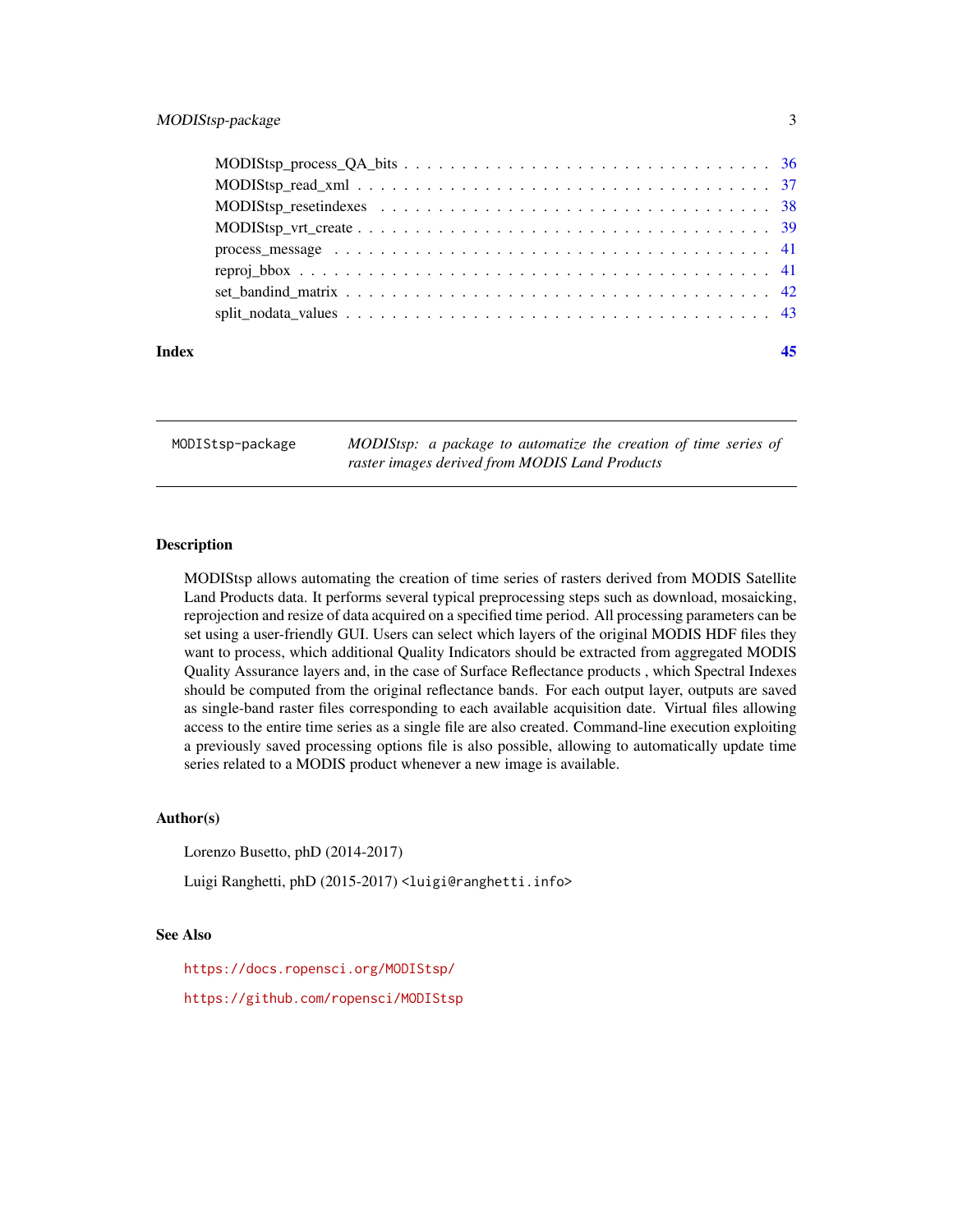MODIStsp_process_QA_bits . . . . . . . . . . . . . . . . . . . . . . . . . . . . 36
MODIStsp_read_xml . . . . . . . . . . . . . . . . . . . . . . . . . . . . . . . 37
MODIStsp_resetindexes . . . . . . . . . . . . . . . . . . . . . . . . . . . . . 38
MODIStsp_vrt_create . . . . . . . . . . . . . . . . . . . . . . . . . . . . . . 39
process_message . . . . . . . . . . . . . . . . . . . . . . . . . . . . . . . . 41
reproj_bbox . . . . . . . . . . . . . . . . . . . . . . . . . . . . . . . . . . . 41
set_bandind_matrix . . . . . . . . . . . . . . . . . . . . . . . . . . . . . . . 42
split_nodata_values . . . . . . . . . . . . . . . . . . . . . . . . . . . . . . . 43

**Index** 45

---

`MODIStsp-package` *MODIStsp: a package to automatize the creation of time series of raster images derived from MODIS Land Products*

---

## Description

MODIStsp allows automating the creation of time series of rasters derived from MODIS Satellite Land Products data. It performs several typical preprocessing steps such as download, mosaicking, reprojection and resize of data acquired on a specified time period. All processing parameters can be set using a user-friendly GUI. Users can select which layers of the original MODIS HDF files they want to process, which additional Quality Indicators should be extracted from aggregated MODIS Quality Assurance layers and, in the case of Surface Reflectance products , which Spectral Indexes should be computed from the original reflectance bands. For each output layer, outputs are saved as single-band raster files corresponding to each available acquisition date. Virtual files allowing access to the entire time series as a single file are also created. Command-line execution exploiting a previously saved processing options file is also possible, allowing to automatically update time series related to a MODIS product whenever a new image is available.

## Author(s)

Lorenzo Busetto, phD (2014-2017)

Luigi Ranghetti, phD (2015-2017) <luigi@ranghetti.info>

## See Also

https://docs.ropensci.org/MODIStsp/

https://github.com/ropensci/MODIStsp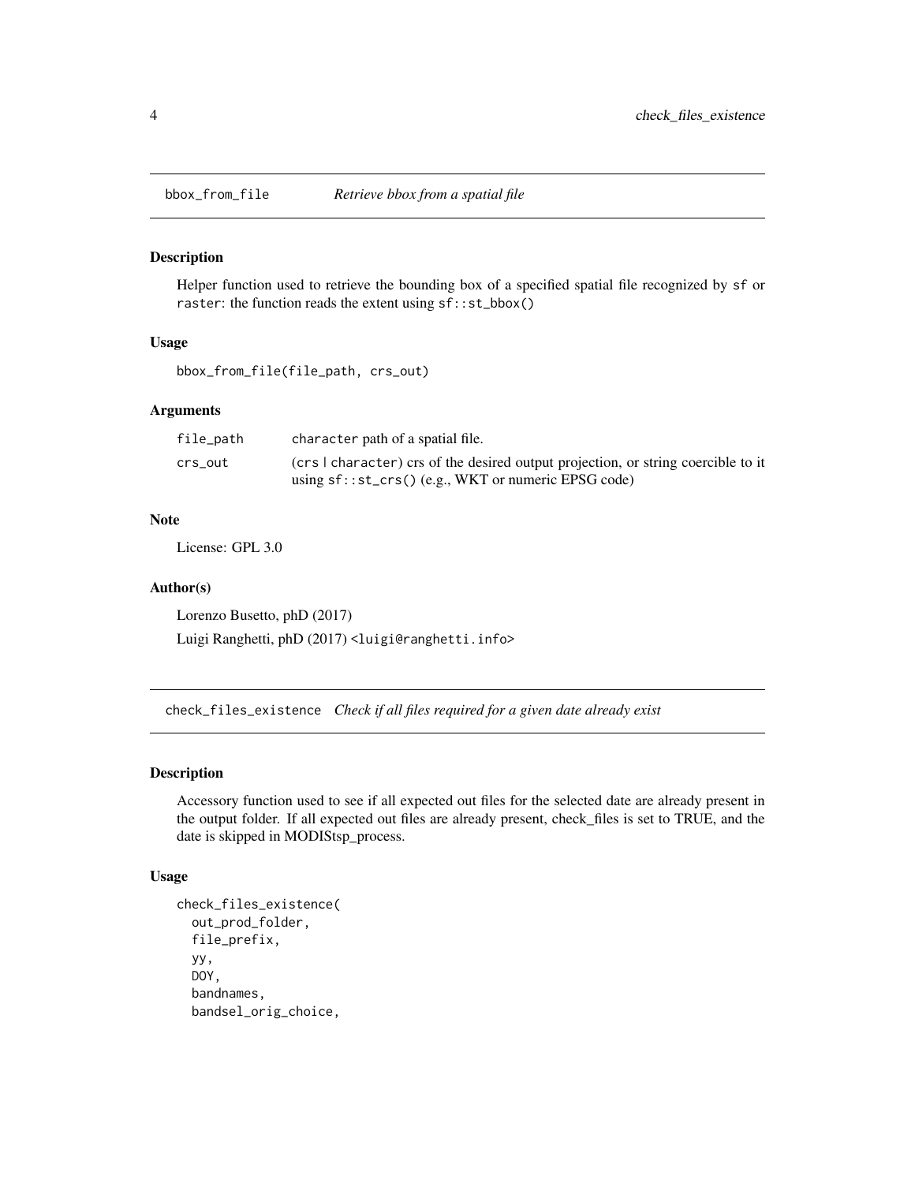## bbox_from_file *Retrieve bbox from a spatial file*

### Description

Helper function used to retrieve the bounding box of a specified spatial file recognized by `sf` or `raster`: the function reads the extent using `sf::st_bbox()`

### Usage

```
bbox_from_file(file_path, crs_out)
```

### Arguments

| | |
|---|---|
| file_path | `character` path of a spatial file. |
| crs_out | (`crs` \| `character`) crs of the desired output projection, or string coercible to it using `sf::st_crs()` (e.g., WKT or numeric EPSG code) |

### Note

License: GPL 3.0

### Author(s)

Lorenzo Busetto, phD (2017)

Luigi Ranghetti, phD (2017) <luigi@ranghetti.info>

## check_files_existence *Check if all files required for a given date already exist*

### Description

Accessory function used to see if all expected out files for the selected date are already present in the output folder. If all expected out files are already present, check_files is set to TRUE, and the date is skipped in MODIStsp_process.

### Usage

```
check_files_existence(
  out_prod_folder,
  file_prefix,
  yy,
  DOY,
  bandnames,
  bandsel_orig_choice,
```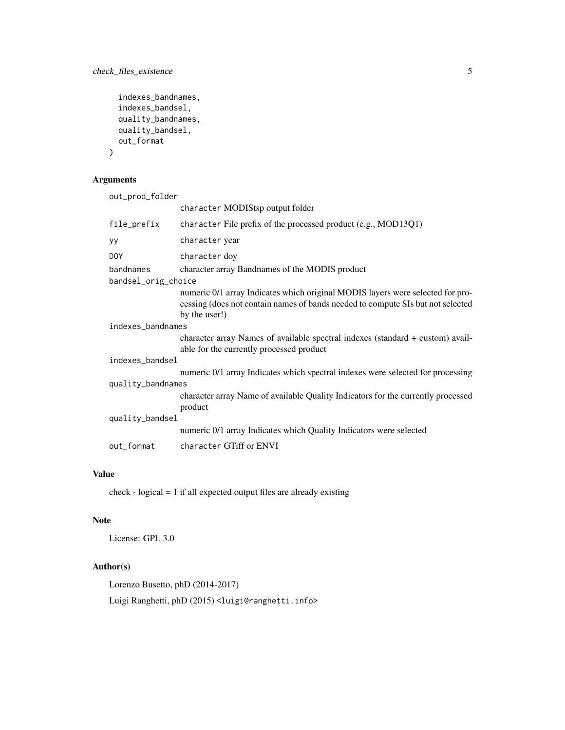```
  indexes_bandnames,
  indexes_bandsel,
  quality_bandnames,
  quality_bandsel,
  out_format
)
```

## Arguments

- `out_prod_folder` — `character` MODIStsp output folder
- `file_prefix` — `character` File prefix of the processed product (e.g., MOD13Q1)
- `yy` — `character` year
- `DOY` — `character` doy
- `bandnames` — character array Bandnames of the MODIS product
- `bandsel_orig_choice` — numeric 0/1 array Indicates which original MODIS layers were selected for processing (does not contain names of bands needed to compute SIs but not selected by the user!)
- `indexes_bandnames` — character array Names of available spectral indexes (standard + custom) available for the currently processed product
- `indexes_bandsel` — numeric 0/1 array Indicates which spectral indexes were selected for processing
- `quality_bandnames` — character array Name of available Quality Indicators for the currently processed product
- `quality_bandsel` — numeric 0/1 array Indicates which Quality Indicators were selected
- `out_format` — `character` GTiff or ENVI

## Value

check - logical = 1 if all expected output files are already existing

## Note

License: GPL 3.0

## Author(s)

Lorenzo Busetto, phD (2014-2017)

Luigi Ranghetti, phD (2015) <luigi@ranghetti.info>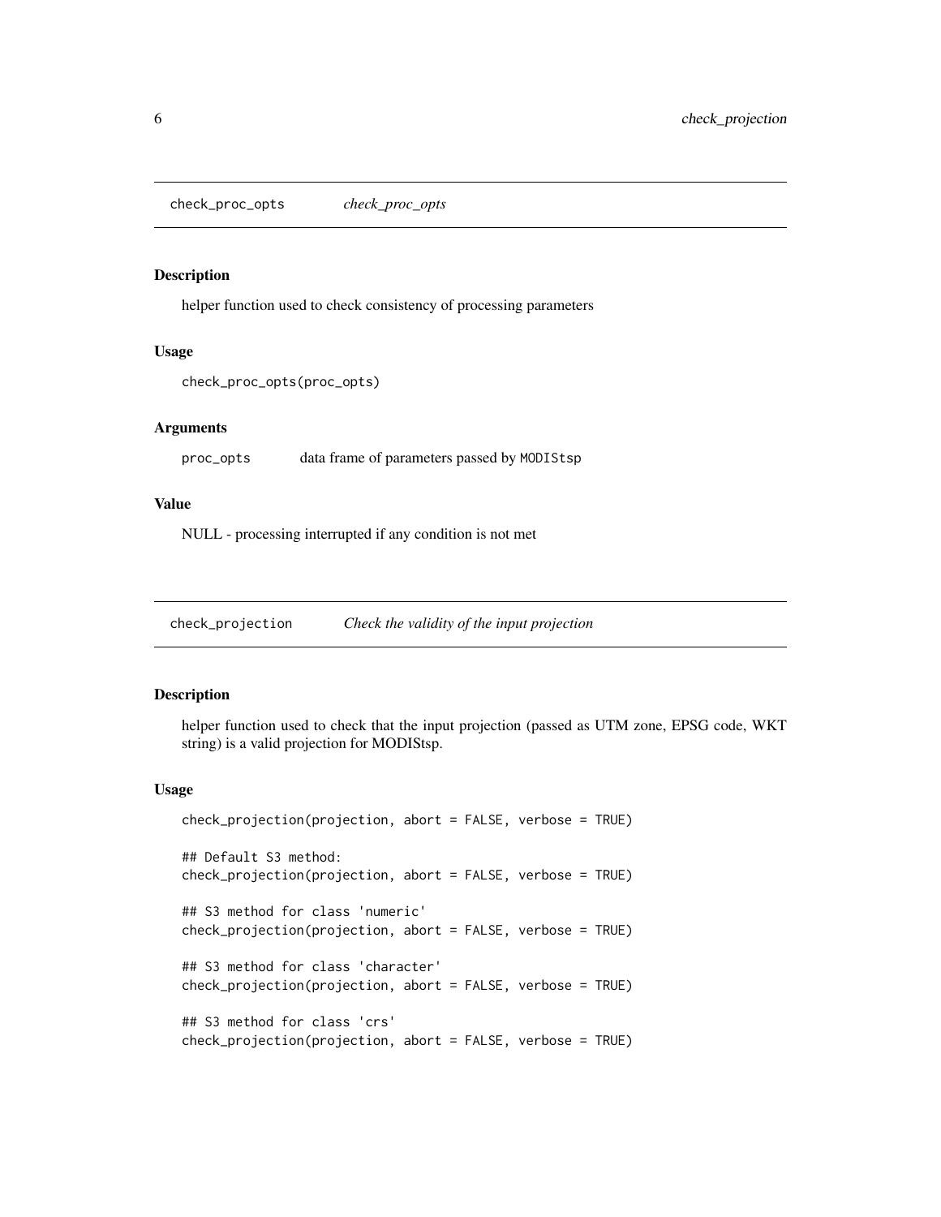## check_proc_opts *check_proc_opts*

### Description

helper function used to check consistency of processing parameters

### Usage

```
check_proc_opts(proc_opts)
```

### Arguments

| | |
|---|---|
| proc_opts | data frame of parameters passed by MODIStsp |

### Value

NULL - processing interrupted if any condition is not met

## check_projection *Check the validity of the input projection*

### Description

helper function used to check that the input projection (passed as UTM zone, EPSG code, WKT string) is a valid projection for MODIStsp.

### Usage

```
check_projection(projection, abort = FALSE, verbose = TRUE)

## Default S3 method:
check_projection(projection, abort = FALSE, verbose = TRUE)

## S3 method for class 'numeric'
check_projection(projection, abort = FALSE, verbose = TRUE)

## S3 method for class 'character'
check_projection(projection, abort = FALSE, verbose = TRUE)

## S3 method for class 'crs'
check_projection(projection, abort = FALSE, verbose = TRUE)
```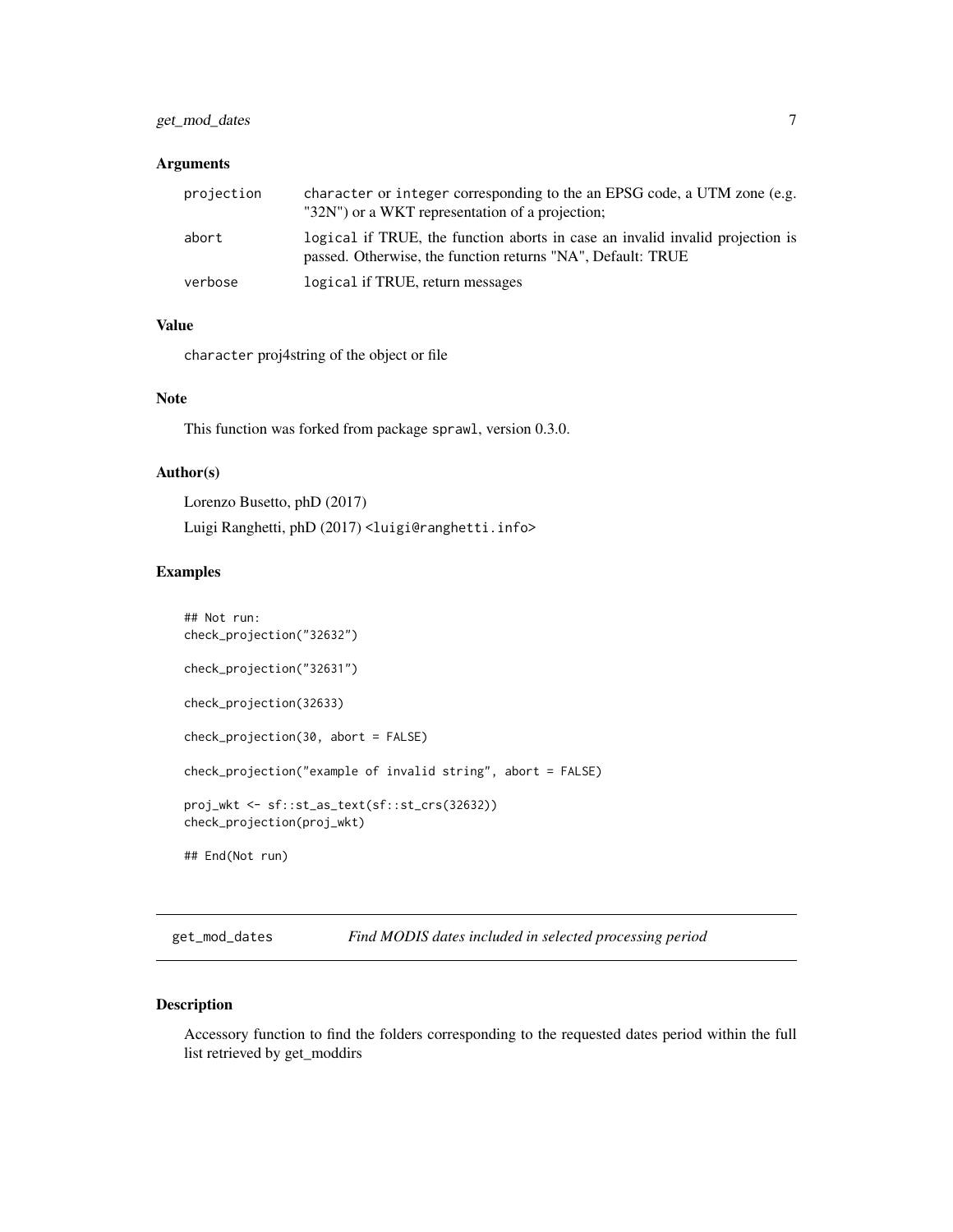## Arguments

| | |
|---|---|
| projection | character or integer corresponding to the an EPSG code, a UTM zone (e.g. "32N") or a WKT representation of a projection; |
| abort | logical if TRUE, the function aborts in case an invalid invalid projection is passed. Otherwise, the function returns "NA", Default: TRUE |
| verbose | logical if TRUE, return messages |

## Value

character proj4string of the object or file

## Note

This function was forked from package sprawl, version 0.3.0.

## Author(s)

Lorenzo Busetto, phD (2017)

Luigi Ranghetti, phD (2017) <luigi@ranghetti.info>

## Examples

```
## Not run:
check_projection("32632")

check_projection("32631")

check_projection(32633)

check_projection(30, abort = FALSE)

check_projection("example of invalid string", abort = FALSE)

proj_wkt <- sf::st_as_text(sf::st_crs(32632))
check_projection(proj_wkt)

## End(Not run)
```

---

# get_mod_dates &nbsp;&nbsp;&nbsp; *Find MODIS dates included in selected processing period*

## Description

Accessory function to find the folders corresponding to the requested dates period within the full list retrieved by get_moddirs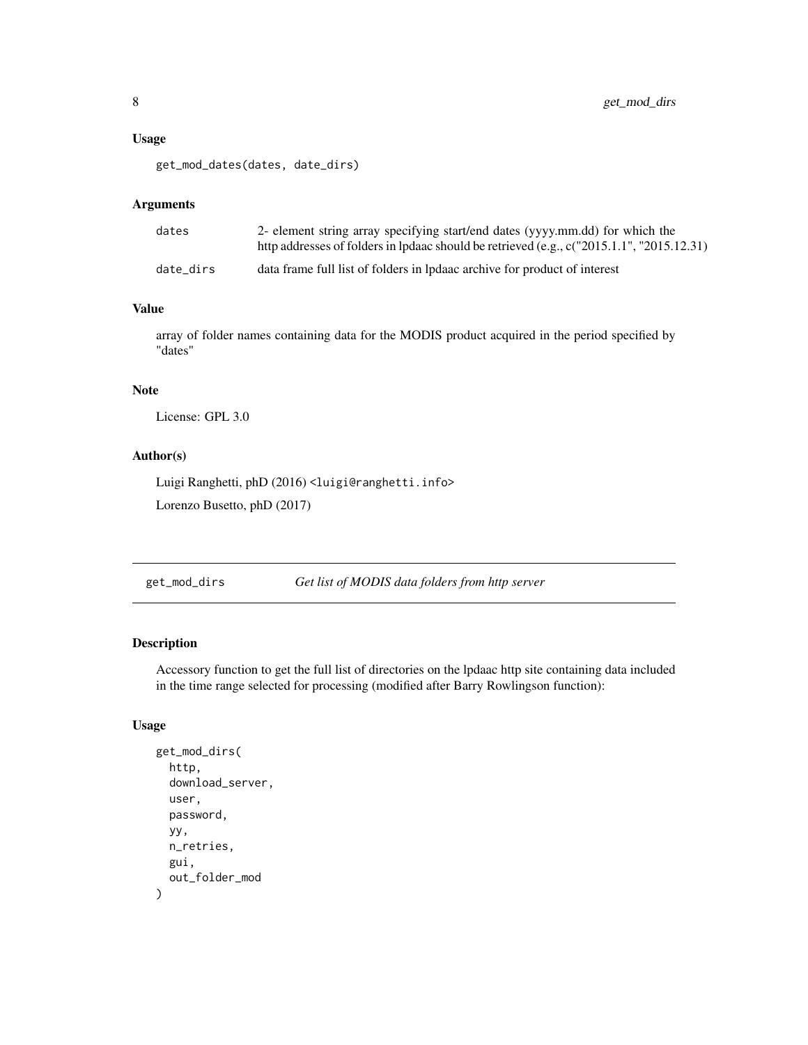### Usage

```
get_mod_dates(dates, date_dirs)
```

### Arguments

| | |
|---|---|
| dates | 2- element string array specifying start/end dates (yyyy.mm.dd) for which the http addresses of folders in lpdaac should be retrieved (e.g., c("2015.1.1", "2015.12.31) |
| date_dirs | data frame full list of folders in lpdaac archive for product of interest |

### Value

array of folder names containing data for the MODIS product acquired in the period specified by "dates"

### Note

License: GPL 3.0

### Author(s)

Luigi Ranghetti, phD (2016) <luigi@ranghetti.info>

Lorenzo Busetto, phD (2017)

---

## get_mod_dirs *Get list of MODIS data folders from http server*

### Description

Accessory function to get the full list of directories on the lpdaac http site containing data included in the time range selected for processing (modified after Barry Rowlingson function):

### Usage

```
get_mod_dirs(
  http,
  download_server,
  user,
  password,
  yy,
  n_retries,
  gui,
  out_folder_mod
)
```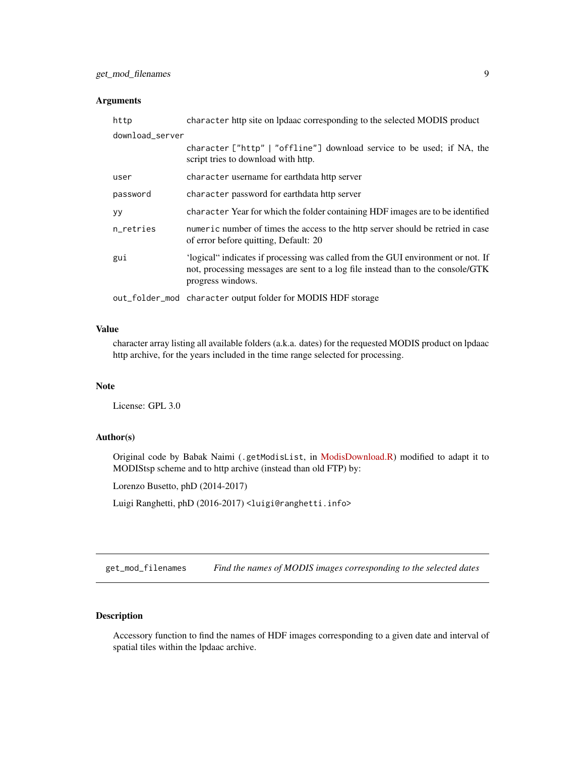### Arguments

| | |
|---|---|
| `http` | `character` http site on lpdaac corresponding to the selected MODIS product |
| `download_server` | `character` ["http" \| "offline"] download service to be used; if NA, the script tries to download with http. |
| `user` | `character` username for earthdata http server |
| `password` | `character` password for earthdata http server |
| `yy` | `character` Year for which the folder containing HDF images are to be identified |
| `n_retries` | `numeric` number of times the access to the http server should be retried in case of error before quitting, Default: 20 |
| `gui` | 'logical" indicates if processing was called from the GUI environment or not. If not, processing messages are sent to a log file instead than to the console/GTK progress windows. |
| `out_folder_mod` | `character` output folder for MODIS HDF storage |

### Value

character array listing all available folders (a.k.a. dates) for the requested MODIS product on lpdaac http archive, for the years included in the time range selected for processing.

### Note

License: GPL 3.0

### Author(s)

Original code by Babak Naimi (`.getModisList`, in ModisDownload.R) modified to adapt it to MODIStsp scheme and to http archive (instead than old FTP) by:

Lorenzo Busetto, phD (2014-2017)

Luigi Ranghetti, phD (2016-2017) `<luigi@ranghetti.info>`

---

## get_mod_filenames — *Find the names of MODIS images corresponding to the selected dates*

### Description

Accessory function to find the names of HDF images corresponding to a given date and interval of spatial tiles within the lpdaac archive.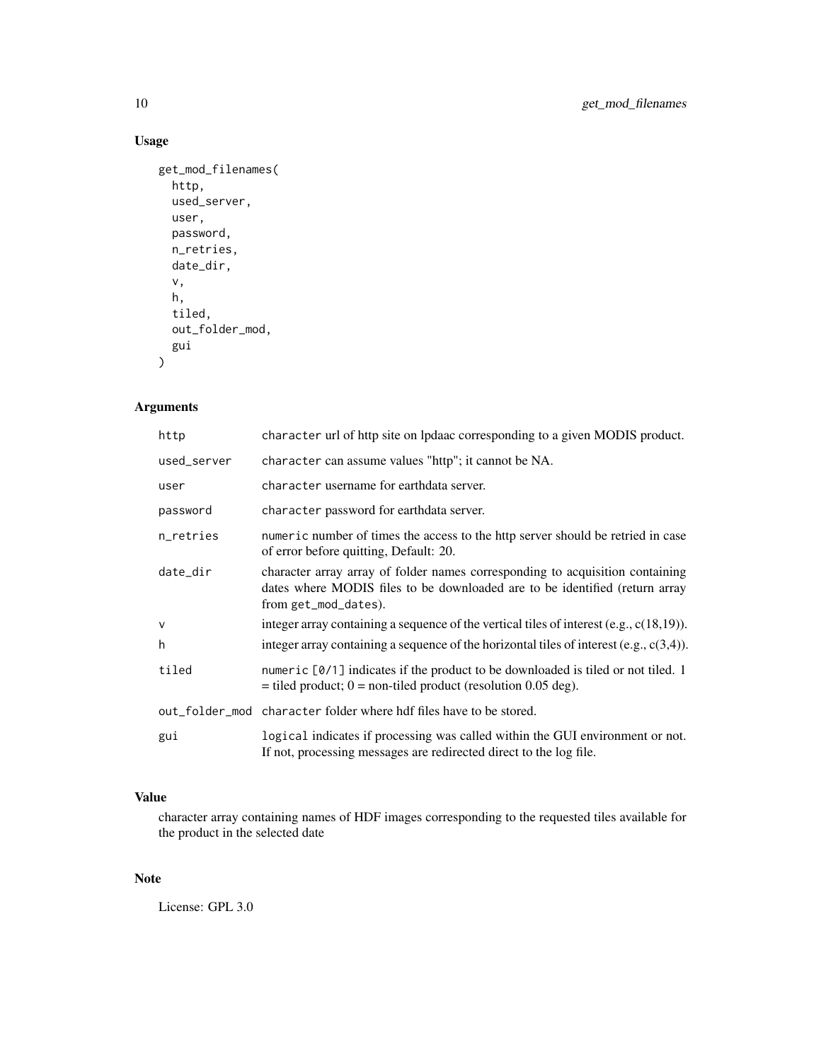## Usage

```
get_mod_filenames(
  http,
  used_server,
  user,
  password,
  n_retries,
  date_dir,
  v,
  h,
  tiled,
  out_folder_mod,
  gui
)
```

## Arguments

| Argument | Description |
|---|---|
| http | `character` url of http site on lpdaac corresponding to a given MODIS product. |
| used_server | `character` can assume values "http"; it cannot be NA. |
| user | `character` username for earthdata server. |
| password | `character` password for earthdata server. |
| n_retries | `numeric` number of times the access to the http server should be retried in case of error before quitting, Default: 20. |
| date_dir | character array array of folder names corresponding to acquisition containing dates where MODIS files to be downloaded are to be identified (return array from `get_mod_dates`). |
| v | integer array containing a sequence of the vertical tiles of interest (e.g., c(18,19)). |
| h | integer array containing a sequence of the horizontal tiles of interest (e.g., c(3,4)). |
| tiled | `numeric [0/1]` indicates if the product to be downloaded is tiled or not tiled. 1 = tiled product; 0 = non-tiled product (resolution 0.05 deg). |
| out_folder_mod | `character` folder where hdf files have to be stored. |
| gui | `logical` indicates if processing was called within the GUI environment or not. If not, processing messages are redirected direct to the log file. |

## Value

character array containing names of HDF images corresponding to the requested tiles available for the product in the selected date

## Note

License: GPL 3.0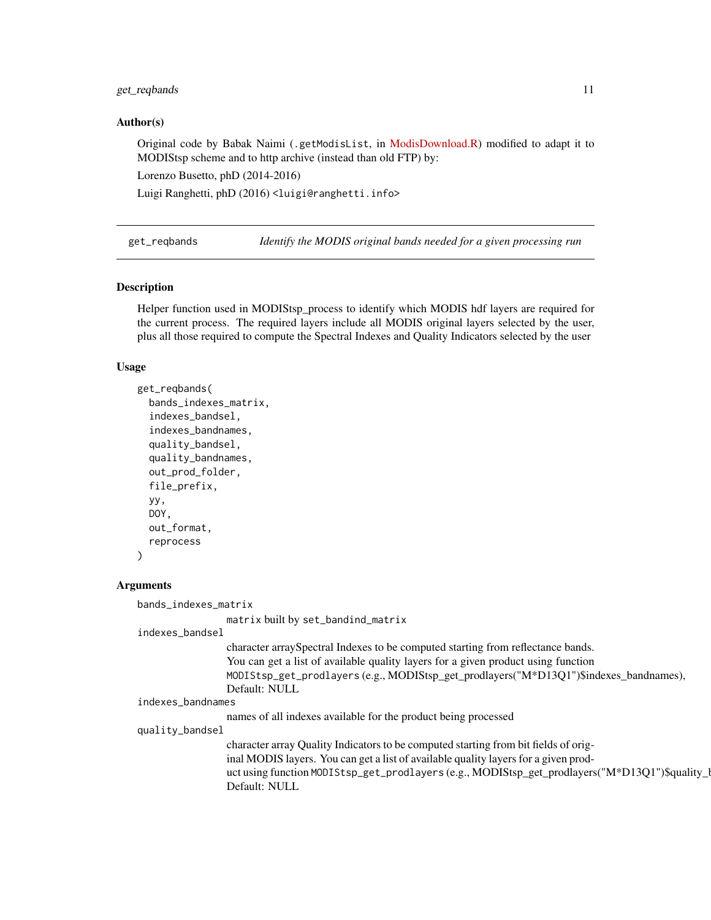### Author(s)

Original code by Babak Naimi (`.getModisList`, in ModisDownload.R) modified to adapt it to MODIStsp scheme and to http archive (instead than old FTP) by:

Lorenzo Busetto, phD (2014-2016)

Luigi Ranghetti, phD (2016) <luigi@ranghetti.info>

---

## get_reqbands — *Identify the MODIS original bands needed for a given processing run*

### Description

Helper function used in MODIStsp_process to identify which MODIS hdf layers are required for the current process. The required layers include all MODIS original layers selected by the user, plus all those required to compute the Spectral Indexes and Quality Indicators selected by the user

### Usage

```
get_reqbands(
  bands_indexes_matrix,
  indexes_bandsel,
  indexes_bandnames,
  quality_bandsel,
  quality_bandnames,
  out_prod_folder,
  file_prefix,
  yy,
  DOY,
  out_format,
  reprocess
)
```

### Arguments

`bands_indexes_matrix`
: `matrix` built by `set_bandind_matrix`

`indexes_bandsel`
: character arraySpectral Indexes to be computed starting from reflectance bands. You can get a list of available quality layers for a given product using function `MODIStsp_get_prodlayers` (e.g., MODIStsp_get_prodlayers("M*D13Q1")$indexes_bandnames), Default: NULL

`indexes_bandnames`
: names of all indexes available for the product being processed

`quality_bandsel`
: character array Quality Indicators to be computed starting from bit fields of original MODIS layers. You can get a list of available quality layers for a given product using function `MODIStsp_get_prodlayers` (e.g., MODIStsp_get_prodlayers("M*D13Q1")$quality_b Default: NULL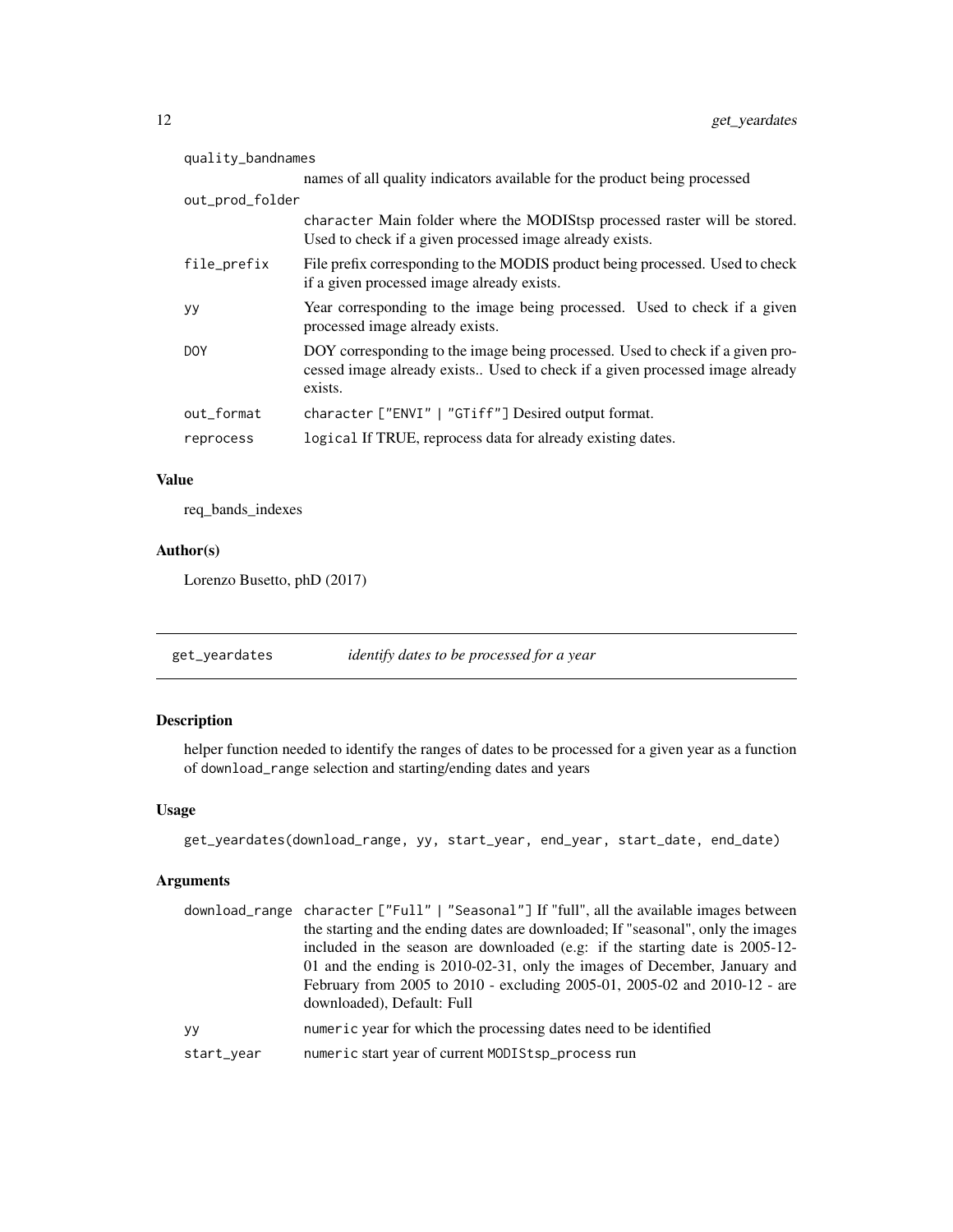| | |
|---|---|
| quality_bandnames | names of all quality indicators available for the product being processed |
| out_prod_folder | character Main folder where the MODIStsp processed raster will be stored. Used to check if a given processed image already exists. |
| file_prefix | File prefix corresponding to the MODIS product being processed. Used to check if a given processed image already exists. |
| yy | Year corresponding to the image being processed. Used to check if a given processed image already exists. |
| DOY | DOY corresponding to the image being processed. Used to check if a given processed image already exists.. Used to check if a given processed image already exists. |
| out_format | character ["ENVI" \| "GTiff"] Desired output format. |
| reprocess | logical If TRUE, reprocess data for already existing dates. |

### Value

req_bands_indexes

### Author(s)

Lorenzo Busetto, phD (2017)

---

## get_yeardates — *identify dates to be processed for a year*

### Description

helper function needed to identify the ranges of dates to be processed for a given year as a function of download_range selection and starting/ending dates and years

### Usage

```
get_yeardates(download_range, yy, start_year, end_year, start_date, end_date)
```

### Arguments

| | |
|---|---|
| download_range | character ["Full" \| "Seasonal"] If "full", all the available images between the starting and the ending dates are downloaded; If "seasonal", only the images included in the season are downloaded (e.g: if the starting date is 2005-12-01 and the ending is 2010-02-31, only the images of December, January and February from 2005 to 2010 - excluding 2005-01, 2005-02 and 2010-12 - are downloaded), Default: Full |
| yy | numeric year for which the processing dates need to be identified |
| start_year | numeric start year of current MODIStsp_process run |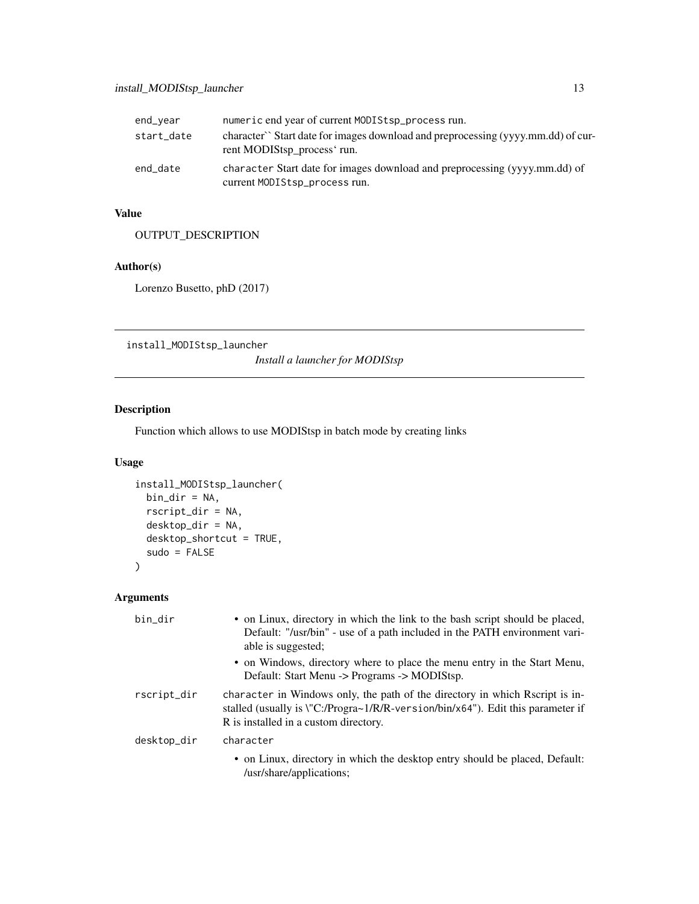| | |
|---|---|
| end_year | `numeric` end year of current `MODIStsp_process` run. |
| start_date | character`` Start date for images download and preprocessing (yyyy.mm.dd) of current MODIStsp_process` run. |
| end_date | `character` Start date for images download and preprocessing (yyyy.mm.dd) of current `MODIStsp_process` run. |

### Value

OUTPUT_DESCRIPTION

### Author(s)

Lorenzo Busetto, phD (2017)

---

## install_MODIStsp_launcher

*Install a launcher for MODIStsp*

---

### Description

Function which allows to use MODIStsp in batch mode by creating links

### Usage

```
install_MODIStsp_launcher(
  bin_dir = NA,
  rscript_dir = NA,
  desktop_dir = NA,
  desktop_shortcut = TRUE,
  sudo = FALSE
)
```

### Arguments

| | |
|---|---|
| bin_dir | • on Linux, directory in which the link to the bash script should be placed, Default: "/usr/bin" - use of a path included in the PATH environment variable is suggested; • on Windows, directory where to place the menu entry in the Start Menu, Default: Start Menu -> Programs -> MODIStsp. |
| rscript_dir | `character` in Windows only, the path of the directory in which Rscript is installed (usually is \"C:/Progra~1/R/R-version/bin/x64"). Edit this parameter if R is installed in a custom directory. |
| desktop_dir | `character` • on Linux, directory in which the desktop entry should be placed, Default: /usr/share/applications; |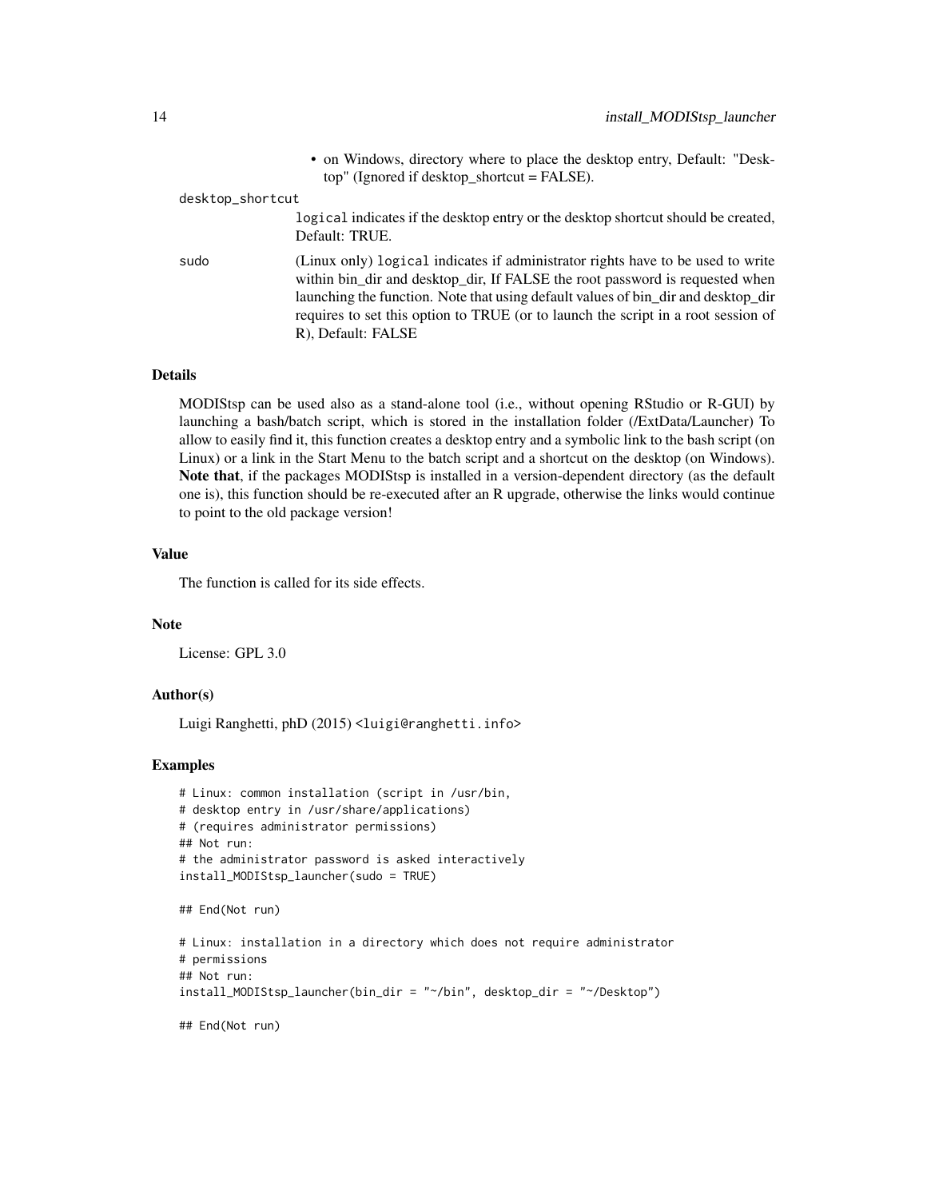- on Windows, directory where to place the desktop entry, Default: "Desktop" (Ignored if desktop_shortcut = FALSE).

desktop_shortcut
: `logical` indicates if the desktop entry or the desktop shortcut should be created, Default: TRUE.

sudo
: (Linux only) `logical` indicates if administrator rights have to be used to write within bin_dir and desktop_dir, If FALSE the root password is requested when launching the function. Note that using default values of bin_dir and desktop_dir requires to set this option to TRUE (or to launch the script in a root session of R), Default: FALSE

### Details

MODIStsp can be used also as a stand-alone tool (i.e., without opening RStudio or R-GUI) by launching a bash/batch script, which is stored in the installation folder (/ExtData/Launcher) To allow to easily find it, this function creates a desktop entry and a symbolic link to the bash script (on Linux) or a link in the Start Menu to the batch script and a shortcut on the desktop (on Windows). **Note that**, if the packages MODIStsp is installed in a version-dependent directory (as the default one is), this function should be re-executed after an R upgrade, otherwise the links would continue to point to the old package version!

### Value

The function is called for its side effects.

### Note

License: GPL 3.0

### Author(s)

Luigi Ranghetti, phD (2015) <luigi@ranghetti.info>

### Examples

```
# Linux: common installation (script in /usr/bin,
# desktop entry in /usr/share/applications)
# (requires administrator permissions)
## Not run:
# the administrator password is asked interactively
install_MODIStsp_launcher(sudo = TRUE)

## End(Not run)

# Linux: installation in a directory which does not require administrator
# permissions
## Not run:
install_MODIStsp_launcher(bin_dir = "~/bin", desktop_dir = "~/Desktop")

## End(Not run)
```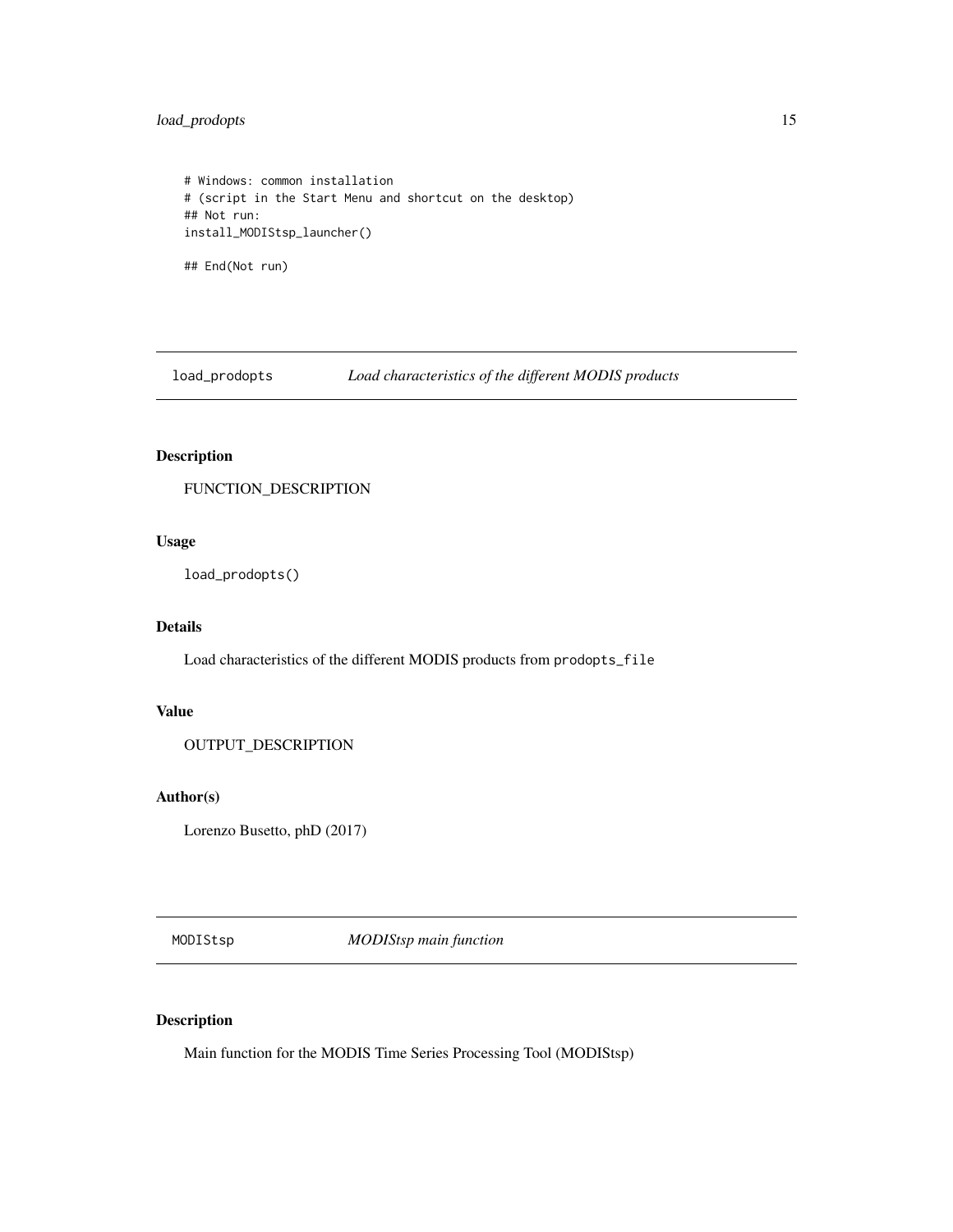```
# Windows: common installation
# (script in the Start Menu and shortcut on the desktop)
## Not run:
install_MODIStsp_launcher()

## End(Not run)
```

## load_prodopts *Load characteristics of the different MODIS products*

### Description

FUNCTION_DESCRIPTION

### Usage

```
load_prodopts()
```

### Details

Load characteristics of the different MODIS products from `prodopts_file`

### Value

OUTPUT_DESCRIPTION

### Author(s)

Lorenzo Busetto, phD (2017)

## MODIStsp *MODIStsp main function*

### Description

Main function for the MODIS Time Series Processing Tool (MODIStsp)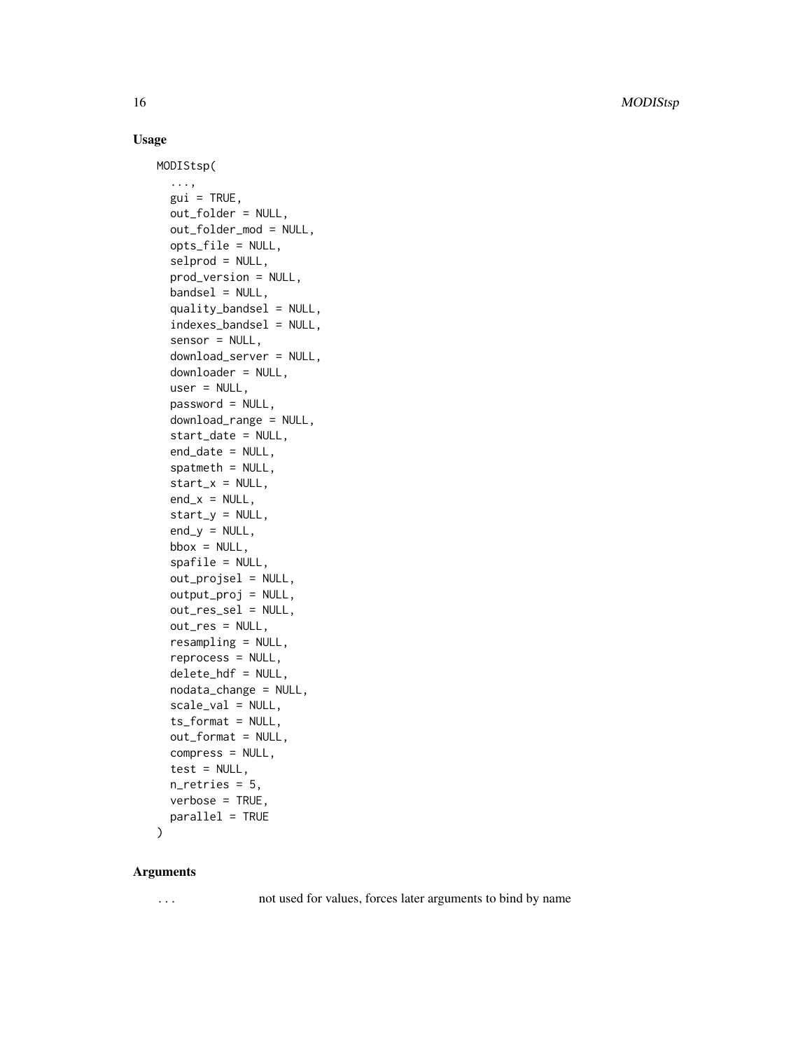## Usage

```
MODIStsp(
  ...,
  gui = TRUE,
  out_folder = NULL,
  out_folder_mod = NULL,
  opts_file = NULL,
  selprod = NULL,
  prod_version = NULL,
  bandsel = NULL,
  quality_bandsel = NULL,
  indexes_bandsel = NULL,
  sensor = NULL,
  download_server = NULL,
  downloader = NULL,
  user = NULL,
  password = NULL,
  download_range = NULL,
  start_date = NULL,
  end_date = NULL,
  spatmeth = NULL,
  start_x = NULL,
  end_x = NULL,
  start_y = NULL,
  end_y = NULL,
  bbox = NULL,
  spafile = NULL,
  out_projsel = NULL,
  output_proj = NULL,
  out_res_sel = NULL,
  out_res = NULL,
  resampling = NULL,
  reprocess = NULL,
  delete_hdf = NULL,
  nodata_change = NULL,
  scale_val = NULL,
  ts_format = NULL,
  out_format = NULL,
  compress = NULL,
  test = NULL,
  n_retries = 5,
  verbose = TRUE,
  parallel = TRUE
)
```

## Arguments

| | |
|---|---|
| ... | not used for values, forces later arguments to bind by name |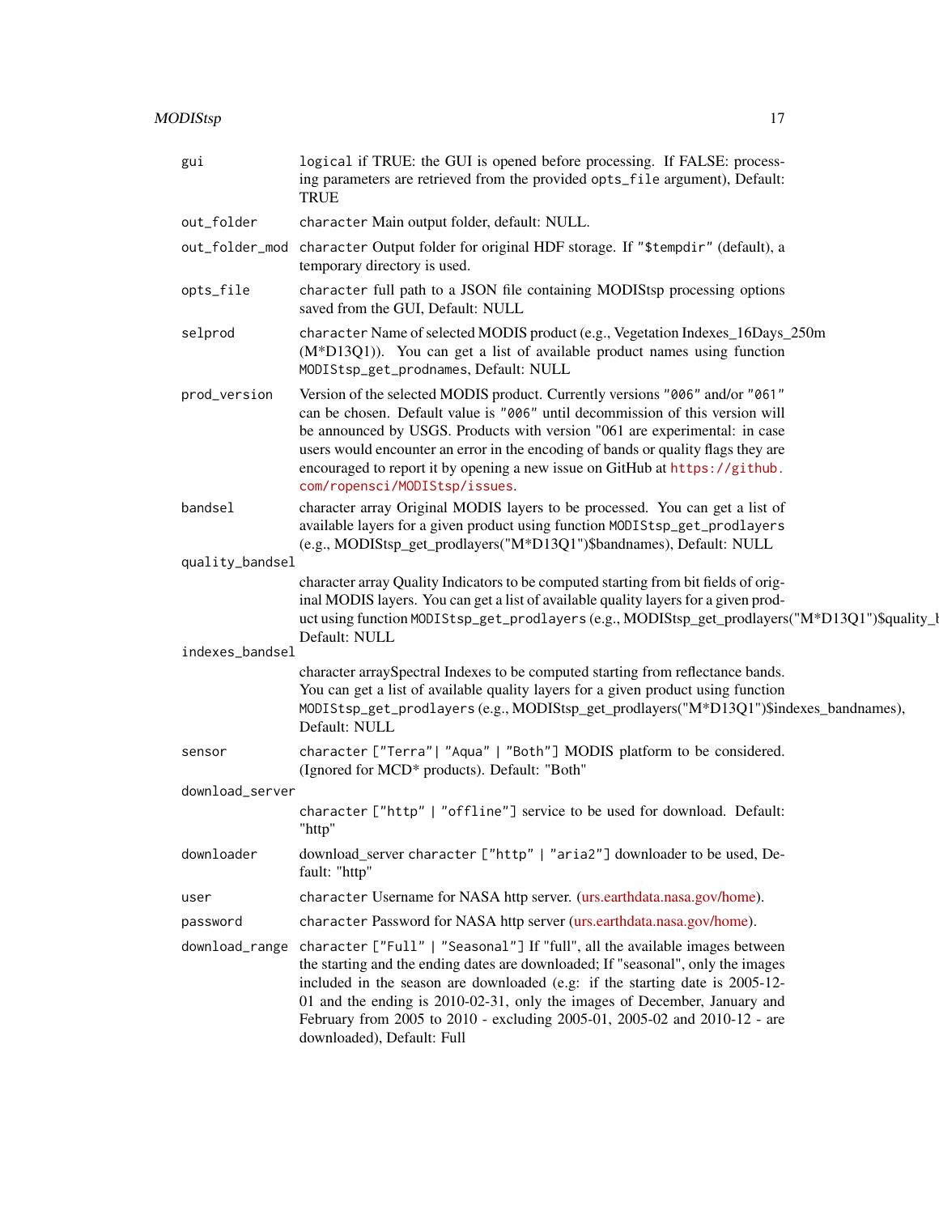| | |
|---|---|
| gui | `logical` if TRUE: the GUI is opened before processing. If FALSE: processing parameters are retrieved from the provided `opts_file` argument), Default: TRUE |
| out_folder | `character` Main output folder, default: NULL. |
| out_folder_mod | `character` Output folder for original HDF storage. If `"$tempdir"` (default), a temporary directory is used. |
| opts_file | `character` full path to a JSON file containing MODIStsp processing options saved from the GUI, Default: NULL |
| selprod | `character` Name of selected MODIS product (e.g., Vegetation Indexes_16Days_250m (M*D13Q1)). You can get a list of available product names using function `MODIStsp_get_prodnames`, Default: NULL |
| prod_version | Version of the selected MODIS product. Currently versions `"006"` and/or `"061"` can be chosen. Default value is `"006"` until decommission of this version will be announced by USGS. Products with version "061 are experimental: in case users would encounter an error in the encoding of bands or quality flags they are encouraged to report it by opening a new issue on GitHub at https://github.com/ropensci/MODIStsp/issues. |
| bandsel | character array Original MODIS layers to be processed. You can get a list of available layers for a given product using function `MODIStsp_get_prodlayers` (e.g., MODIStsp_get_prodlayers("M*D13Q1")$bandnames), Default: NULL |
| quality_bandsel | character array Quality Indicators to be computed starting from bit fields of original MODIS layers. You can get a list of available quality layers for a given product using function `MODIStsp_get_prodlayers` (e.g., MODIStsp_get_prodlayers("M*D13Q1")$quality_b Default: NULL |
| indexes_bandsel | character arraySpectral Indexes to be computed starting from reflectance bands. You can get a list of available quality layers for a given product using function `MODIStsp_get_prodlayers` (e.g., MODIStsp_get_prodlayers("M*D13Q1")$indexes_bandnames), Default: NULL |
| sensor | `character ["Terra"\| "Aqua" \| "Both"]` MODIS platform to be considered. (Ignored for MCD* products). Default: "Both" |
| download_server | `character ["http" \| "offline"]` service to be used for download. Default: "http" |
| downloader | download_server `character ["http" \| "aria2"]` downloader to be used, Default: "http" |
| user | `character` Username for NASA http server. (urs.earthdata.nasa.gov/home). |
| password | `character` Password for NASA http server (urs.earthdata.nasa.gov/home). |
| download_range | `character ["Full" \| "Seasonal"]` If "full", all the available images between the starting and the ending dates are downloaded; If "seasonal", only the images included in the season are downloaded (e.g: if the starting date is 2005-12-01 and the ending is 2010-02-31, only the images of December, January and February from 2005 to 2010 - excluding 2005-01, 2005-02 and 2010-12 - are downloaded), Default: Full |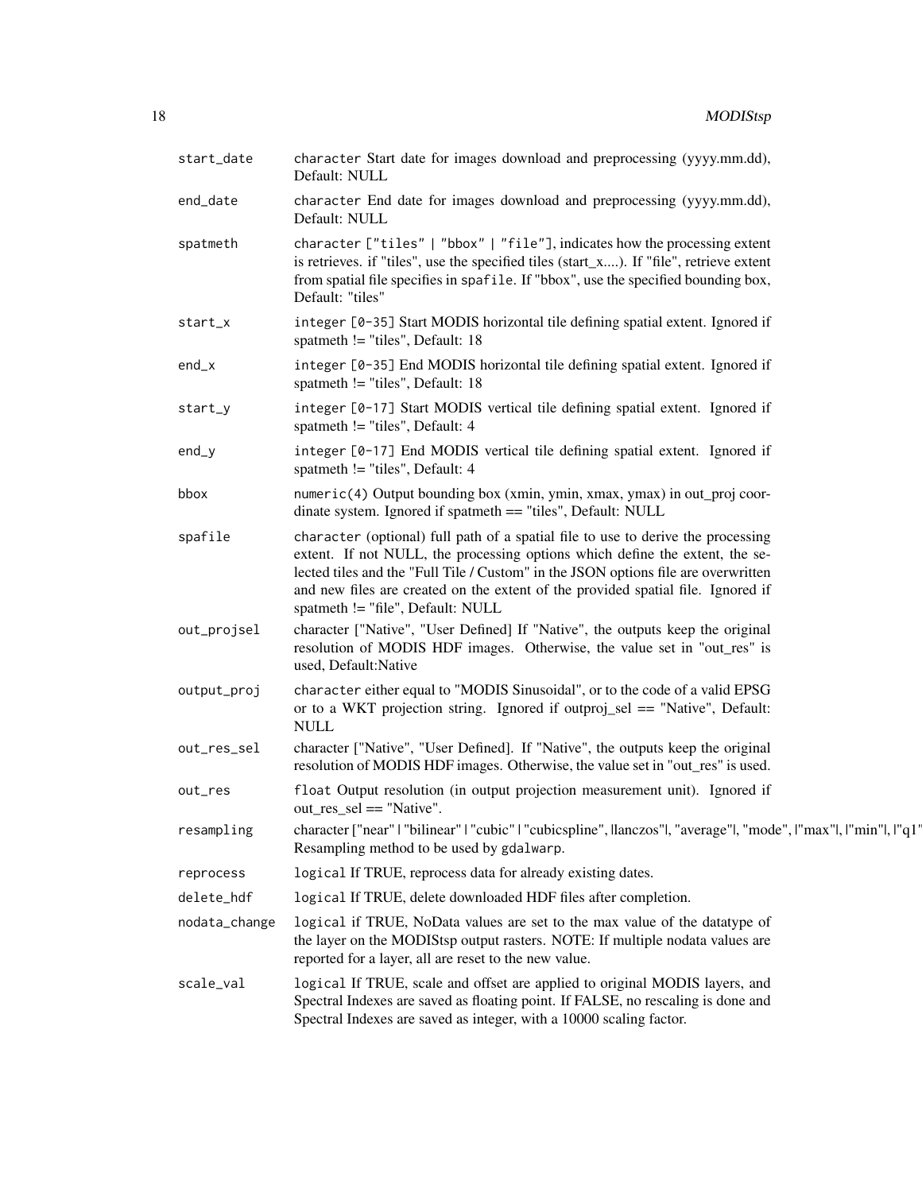| | |
|---|---|
| start_date | character Start date for images download and preprocessing (yyyy.mm.dd), Default: NULL |
| end_date | character End date for images download and preprocessing (yyyy.mm.dd), Default: NULL |
| spatmeth | character ["tiles" \| "bbox" \| "file"], indicates how the processing extent is retrieves. if "tiles", use the specified tiles (start_x....). If "file", retrieve extent from spatial file specifies in spafile. If "bbox", use the specified bounding box, Default: "tiles" |
| start_x | integer [0-35] Start MODIS horizontal tile defining spatial extent. Ignored if spatmeth != "tiles", Default: 18 |
| end_x | integer [0-35] End MODIS horizontal tile defining spatial extent. Ignored if spatmeth != "tiles", Default: 18 |
| start_y | integer [0-17] Start MODIS vertical tile defining spatial extent. Ignored if spatmeth != "tiles", Default: 4 |
| end_y | integer [0-17] End MODIS vertical tile defining spatial extent. Ignored if spatmeth != "tiles", Default: 4 |
| bbox | numeric(4) Output bounding box (xmin, ymin, xmax, ymax) in out_proj coordinate system. Ignored if spatmeth == "tiles", Default: NULL |
| spafile | character (optional) full path of a spatial file to use to derive the processing extent. If not NULL, the processing options which define the extent, the selected tiles and the "Full Tile / Custom" in the JSON options file are overwritten and new files are created on the extent of the provided spatial file. Ignored if spatmeth != "file", Default: NULL |
| out_projsel | character ["Native", "User Defined] If "Native", the outputs keep the original resolution of MODIS HDF images. Otherwise, the value set in "out_res" is used, Default:Native |
| output_proj | character either equal to "MODIS Sinusoidal", or to the code of a valid EPSG or to a WKT projection string. Ignored if outproj_sel == "Native", Default: NULL |
| out_res_sel | character ["Native", "User Defined]. If "Native", the outputs keep the original resolution of MODIS HDF images. Otherwise, the value set in "out_res" is used. |
| out_res | float Output resolution (in output projection measurement unit). Ignored if out_res_sel == "Native". |
| resampling | character ["near" \| "bilinear" \| "cubic" \| "cubicspline", \|lanczos"\|, "average"\|, "mode", \|"max"\|, \|"min"\|, \|"q1" Resampling method to be used by gdalwarp. |
| reprocess | logical If TRUE, reprocess data for already existing dates. |
| delete_hdf | logical If TRUE, delete downloaded HDF files after completion. |
| nodata_change | logical if TRUE, NoData values are set to the max value of the datatype of the layer on the MODIStsp output rasters. NOTE: If multiple nodata values are reported for a layer, all are reset to the new value. |
| scale_val | logical If TRUE, scale and offset are applied to original MODIS layers, and Spectral Indexes are saved as floating point. If FALSE, no rescaling is done and Spectral Indexes are saved as integer, with a 10000 scaling factor. |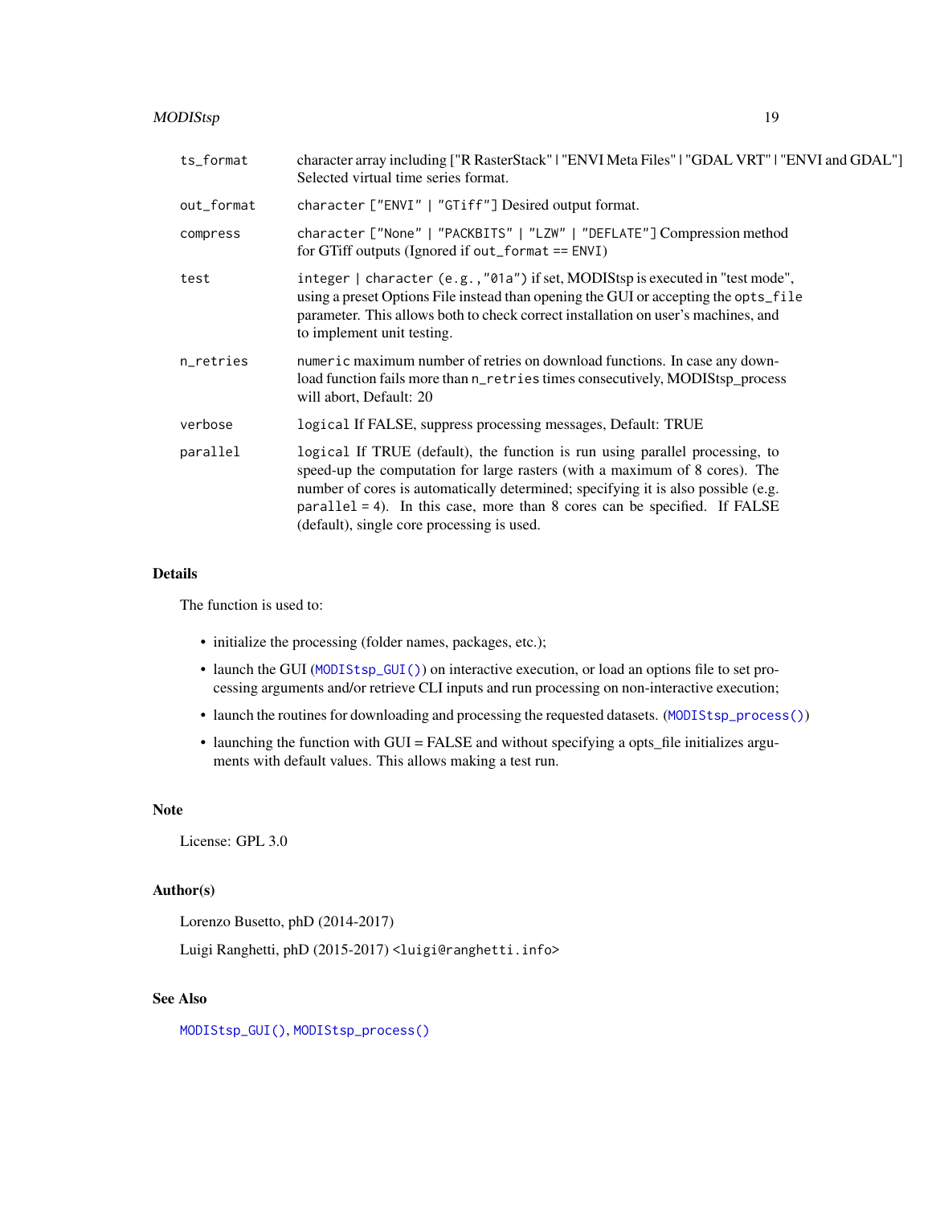| | |
|---|---|
| `ts_format` | character array including ["R RasterStack" \| "ENVI Meta Files" \| "GDAL VRT" \| "ENVI and GDAL"] Selected virtual time series format. |
| `out_format` | `character ["ENVI" \| "GTiff"]` Desired output format. |
| `compress` | `character ["None" \| "PACKBITS" \| "LZW" \| "DEFLATE"]` Compression method for GTiff outputs (Ignored if `out_format` == ENVI) |
| `test` | `integer \| character (e.g., "01a")` if set, MODIStsp is executed in "test mode", using a preset Options File instead than opening the GUI or accepting the `opts_file` parameter. This allows both to check correct installation on user's machines, and to implement unit testing. |
| `n_retries` | `numeric` maximum number of retries on download functions. In case any download function fails more than `n_retries` times consecutively, MODIStsp_process will abort, Default: 20 |
| `verbose` | `logical` If FALSE, suppress processing messages, Default: TRUE |
| `parallel` | `logical` If TRUE (default), the function is run using parallel processing, to speed-up the computation for large rasters (with a maximum of 8 cores). The number of cores is automatically determined; specifying it is also possible (e.g. `parallel` = 4). In this case, more than 8 cores can be specified. If FALSE (default), single core processing is used. |

## Details

The function is used to:

- initialize the processing (folder names, packages, etc.);
- launch the GUI (`MODIStsp_GUI()`) on interactive execution, or load an options file to set processing arguments and/or retrieve CLI inputs and run processing on non-interactive execution;
- launch the routines for downloading and processing the requested datasets. (`MODIStsp_process()`)
- launching the function with GUI = FALSE and without specifying a opts_file initializes arguments with default values. This allows making a test run.

## Note

License: GPL 3.0

## Author(s)

Lorenzo Busetto, phD (2014-2017)

Luigi Ranghetti, phD (2015-2017) `<luigi@ranghetti.info>`

## See Also

`MODIStsp_GUI()`, `MODIStsp_process()`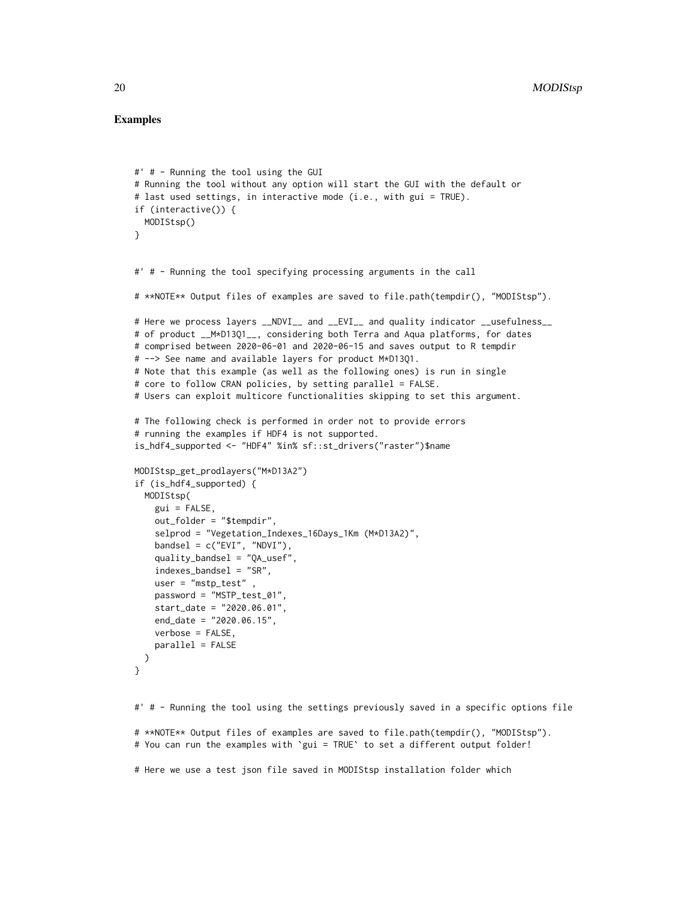## Examples

```
#' # - Running the tool using the GUI
# Running the tool without any option will start the GUI with the default or
# last used settings, in interactive mode (i.e., with gui = TRUE).
if (interactive()) {
  MODIStsp()
}


#' # - Running the tool specifying processing arguments in the call

# **NOTE** Output files of examples are saved to file.path(tempdir(), "MODIStsp").

# Here we process layers __NDVI__ and __EVI__ and quality indicator __usefulness__
# of product __M*D13Q1__, considering both Terra and Aqua platforms, for dates
# comprised between 2020-06-01 and 2020-06-15 and saves output to R tempdir
# --> See name and available layers for product M*D13Q1.
# Note that this example (as well as the following ones) is run in single
# core to follow CRAN policies, by setting parallel = FALSE.
# Users can exploit multicore functionalities skipping to set this argument.

# The following check is performed in order not to provide errors
# running the examples if HDF4 is not supported.
is_hdf4_supported <- "HDF4" %in% sf::st_drivers("raster")$name

MODIStsp_get_prodlayers("M*D13A2")
if (is_hdf4_supported) {
  MODIStsp(
    gui = FALSE,
    out_folder = "$tempdir",
    selprod = "Vegetation_Indexes_16Days_1Km (M*D13A2)",
    bandsel = c("EVI", "NDVI"),
    quality_bandsel = "QA_usef",
    indexes_bandsel = "SR",
    user = "mstp_test" ,
    password = "MSTP_test_01",
    start_date = "2020.06.01",
    end_date = "2020.06.15",
    verbose = FALSE,
    parallel = FALSE
  )
}


#' # - Running the tool using the settings previously saved in a specific options file

# **NOTE** Output files of examples are saved to file.path(tempdir(), "MODIStsp").
# You can run the examples with `gui = TRUE` to set a different output folder!

# Here we use a test json file saved in MODIStsp installation folder which
```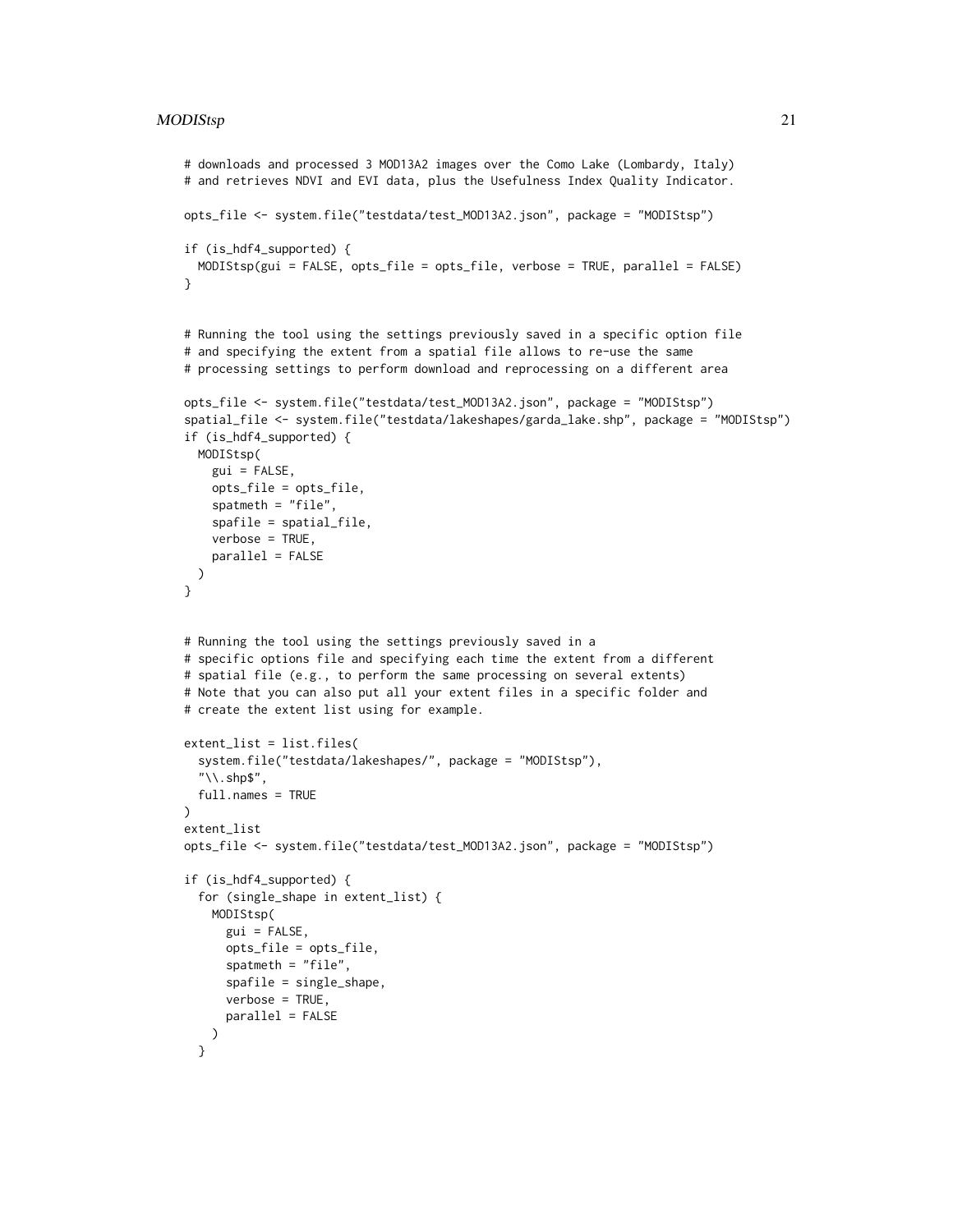```
# downloads and processed 3 MOD13A2 images over the Como Lake (Lombardy, Italy)
# and retrieves NDVI and EVI data, plus the Usefulness Index Quality Indicator.

opts_file <- system.file("testdata/test_MOD13A2.json", package = "MODIStsp")

if (is_hdf4_supported) {
  MODIStsp(gui = FALSE, opts_file = opts_file, verbose = TRUE, parallel = FALSE)
}


# Running the tool using the settings previously saved in a specific option file
# and specifying the extent from a spatial file allows to re-use the same
# processing settings to perform download and reprocessing on a different area

opts_file <- system.file("testdata/test_MOD13A2.json", package = "MODIStsp")
spatial_file <- system.file("testdata/lakeshapes/garda_lake.shp", package = "MODIStsp")
if (is_hdf4_supported) {
  MODIStsp(
    gui = FALSE,
    opts_file = opts_file,
    spatmeth = "file",
    spafile = spatial_file,
    verbose = TRUE,
    parallel = FALSE
  )
}


# Running the tool using the settings previously saved in a
# specific options file and specifying each time the extent from a different
# spatial file (e.g., to perform the same processing on several extents)
# Note that you can also put all your extent files in a specific folder and
# create the extent list using for example.

extent_list = list.files(
  system.file("testdata/lakeshapes/", package = "MODIStsp"),
  "\\.shp$",
  full.names = TRUE
)
extent_list
opts_file <- system.file("testdata/test_MOD13A2.json", package = "MODIStsp")

if (is_hdf4_supported) {
  for (single_shape in extent_list) {
    MODIStsp(
      gui = FALSE,
      opts_file = opts_file,
      spatmeth = "file",
      spafile = single_shape,
      verbose = TRUE,
      parallel = FALSE
    )
  }
```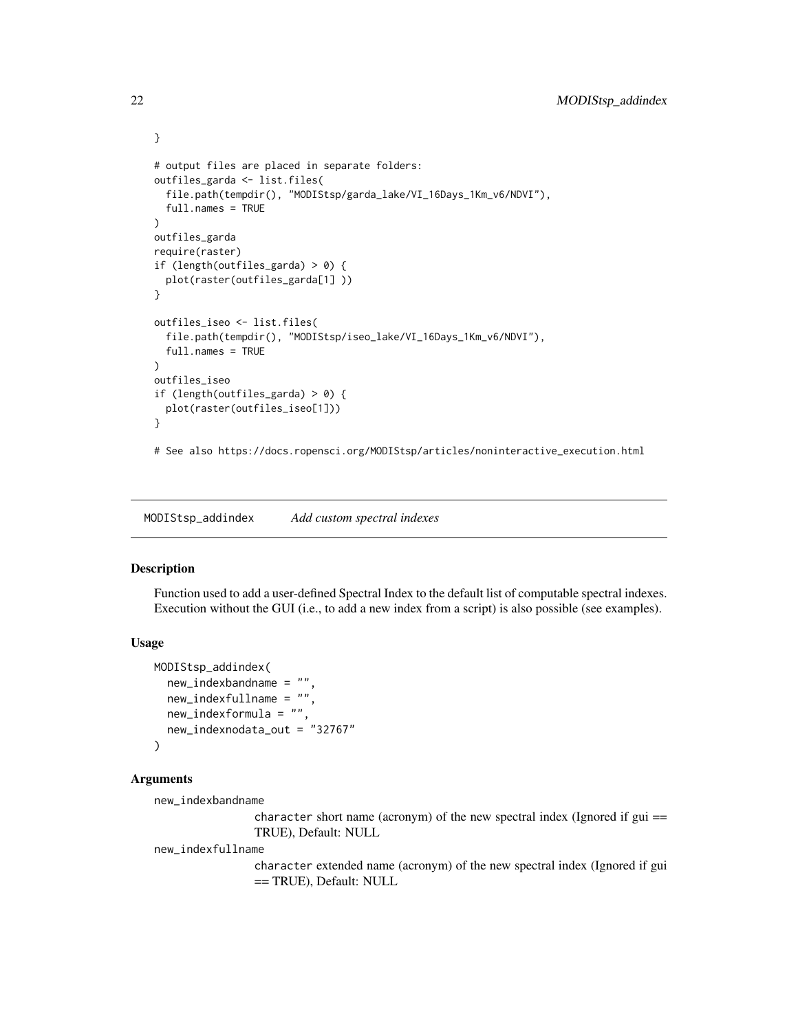```
}

# output files are placed in separate folders:
outfiles_garda <- list.files(
  file.path(tempdir(), "MODIStsp/garda_lake/VI_16Days_1Km_v6/NDVI"),
  full.names = TRUE
)
outfiles_garda
require(raster)
if (length(outfiles_garda) > 0) {
  plot(raster(outfiles_garda[1] ))
}

outfiles_iseo <- list.files(
  file.path(tempdir(), "MODIStsp/iseo_lake/VI_16Days_1Km_v6/NDVI"),
  full.names = TRUE
)
outfiles_iseo
if (length(outfiles_garda) > 0) {
  plot(raster(outfiles_iseo[1]))
}

# See also https://docs.ropensci.org/MODIStsp/articles/noninteractive_execution.html
```

## MODIStsp_addindex — *Add custom spectral indexes*

### Description

Function used to add a user-defined Spectral Index to the default list of computable spectral indexes. Execution without the GUI (i.e., to add a new index from a script) is also possible (see examples).

### Usage

```
MODIStsp_addindex(
  new_indexbandname = "",
  new_indexfullname = "",
  new_indexformula = "",
  new_indexnodata_out = "32767"
)
```

### Arguments

`new_indexbandname`
: `character` short name (acronym) of the new spectral index (Ignored if gui == TRUE), Default: NULL

`new_indexfullname`
: `character` extended name (acronym) of the new spectral index (Ignored if gui == TRUE), Default: NULL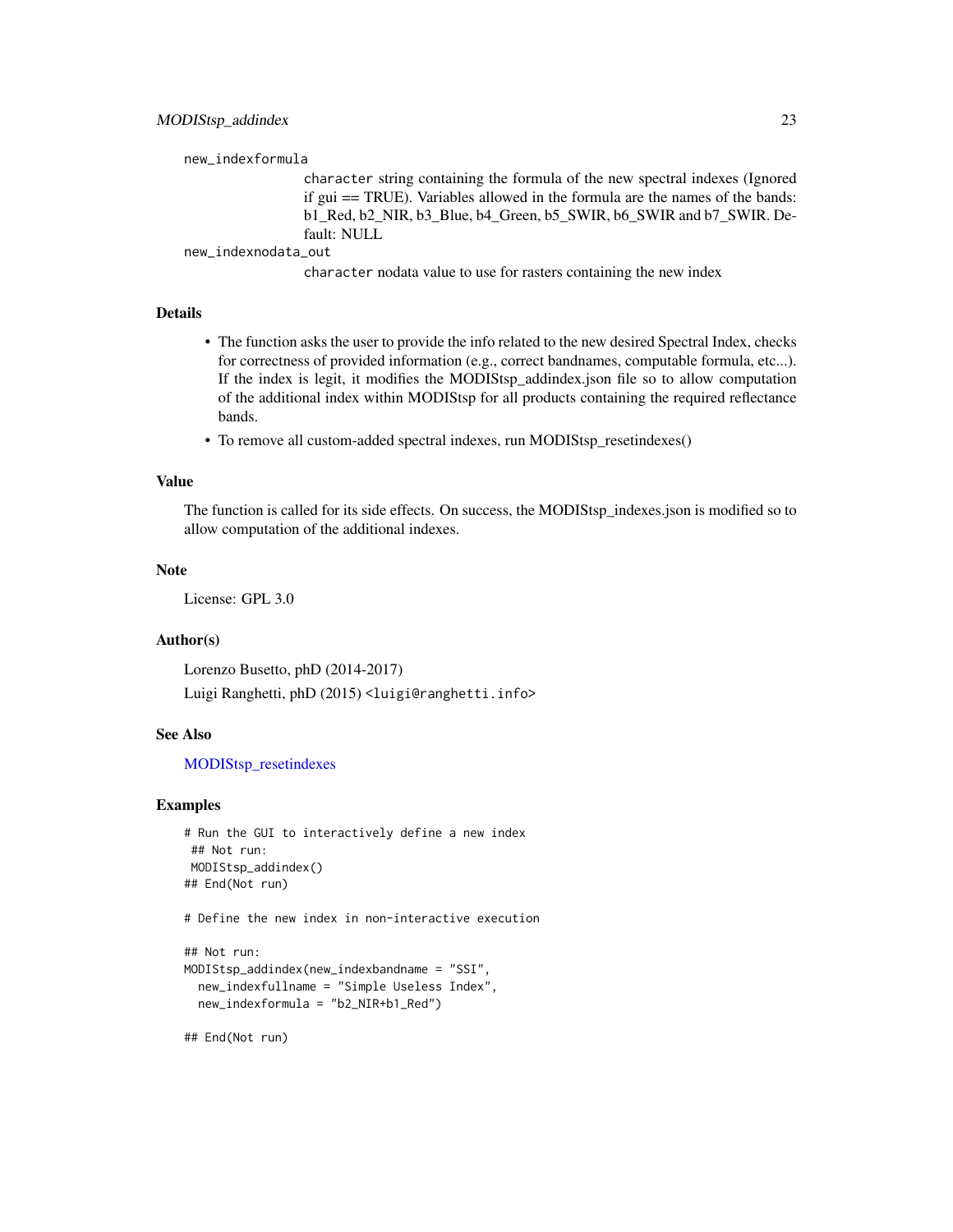new_indexformula

: character string containing the formula of the new spectral indexes (Ignored if gui == TRUE). Variables allowed in the formula are the names of the bands: b1_Red, b2_NIR, b3_Blue, b4_Green, b5_SWIR, b6_SWIR and b7_SWIR. Default: NULL

new_indexnodata_out

: character nodata value to use for rasters containing the new index

## Details

- The function asks the user to provide the info related to the new desired Spectral Index, checks for correctness of provided information (e.g., correct bandnames, computable formula, etc...). If the index is legit, it modifies the MODIStsp_addindex.json file so to allow computation of the additional index within MODIStsp for all products containing the required reflectance bands.
- To remove all custom-added spectral indexes, run MODIStsp_resetindexes()

## Value

The function is called for its side effects. On success, the MODIStsp_indexes.json is modified so to allow computation of the additional indexes.

## Note

License: GPL 3.0

## Author(s)

Lorenzo Busetto, phD (2014-2017)

Luigi Ranghetti, phD (2015) <luigi@ranghetti.info>

## See Also

MODIStsp_resetindexes

## Examples

```
# Run the GUI to interactively define a new index
 ## Not run:
 MODIStsp_addindex()
## End(Not run)

# Define the new index in non-interactive execution

## Not run:
MODIStsp_addindex(new_indexbandname = "SSI",
  new_indexfullname = "Simple Useless Index",
  new_indexformula = "b2_NIR+b1_Red")

## End(Not run)
```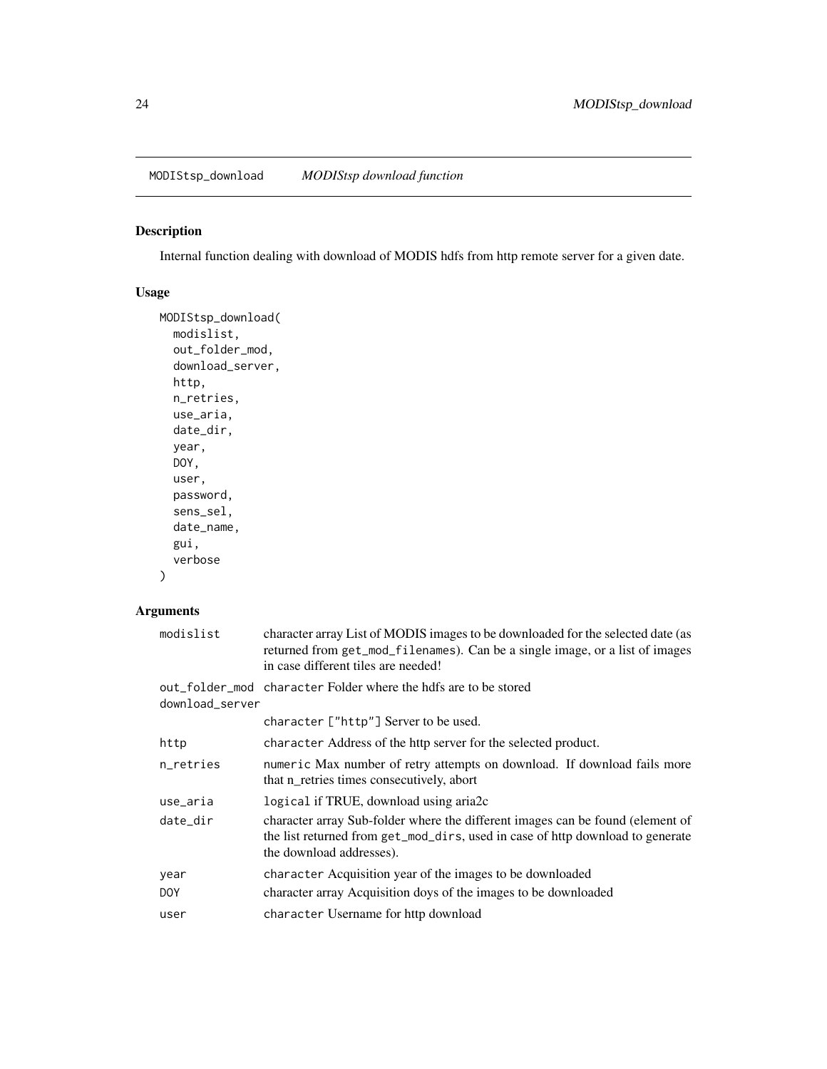## MODIStsp_download — *MODIStsp download function*

### Description

Internal function dealing with download of MODIS hdfs from http remote server for a given date.

### Usage

```
MODIStsp_download(
  modislist,
  out_folder_mod,
  download_server,
  http,
  n_retries,
  use_aria,
  date_dir,
  year,
  DOY,
  user,
  password,
  sens_sel,
  date_name,
  gui,
  verbose
)
```

### Arguments

| | |
|---|---|
| `modislist` | character array List of MODIS images to be downloaded for the selected date (as returned from `get_mod_filenames`). Can be a single image, or a list of images in case different tiles are needed! |
| `out_folder_mod` | `character` Folder where the hdfs are to be stored |
| `download_server` | `character ["http"]` Server to be used. |
| `http` | `character` Address of the http server for the selected product. |
| `n_retries` | `numeric` Max number of retry attempts on download. If download fails more that n_retries times consecutively, abort |
| `use_aria` | `logical` if TRUE, download using aria2c |
| `date_dir` | character array Sub-folder where the different images can be found (element of the list returned from `get_mod_dirs`, used in case of http download to generate the download addresses). |
| `year` | `character` Acquisition year of the images to be downloaded |
| `DOY` | character array Acquisition doys of the images to be downloaded |
| `user` | `character` Username for http download |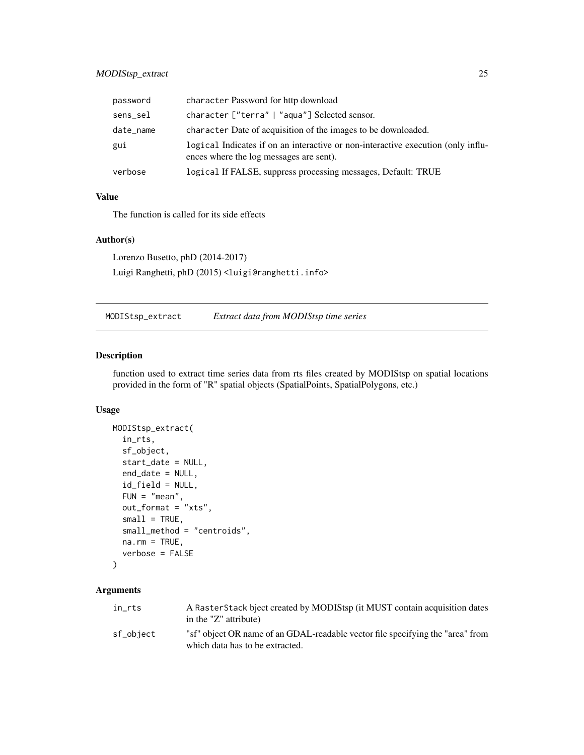| | |
|---|---|
| password | character Password for http download |
| sens_sel | character ["terra" \| "aqua"] Selected sensor. |
| date_name | character Date of acquisition of the images to be downloaded. |
| gui | logical Indicates if on an interactive or non-interactive execution (only influences where the log messages are sent). |
| verbose | logical If FALSE, suppress processing messages, Default: TRUE |

## Value

The function is called for its side effects

## Author(s)

Lorenzo Busetto, phD (2014-2017)

Luigi Ranghetti, phD (2015) <luigi@ranghetti.info>

---

# MODIStsp_extract *Extract data from MODIStsp time series*

## Description

function used to extract time series data from rts files created by MODIStsp on spatial locations provided in the form of "R" spatial objects (SpatialPoints, SpatialPolygons, etc.)

## Usage

```
MODIStsp_extract(
  in_rts,
  sf_object,
  start_date = NULL,
  end_date = NULL,
  id_field = NULL,
  FUN = "mean",
  out_format = "xts",
  small = TRUE,
  small_method = "centroids",
  na.rm = TRUE,
  verbose = FALSE
)
```

## Arguments

| | |
|---|---|
| in_rts | A RasterStack bject created by MODIStsp (it MUST contain acquisition dates in the "Z" attribute) |
| sf_object | "sf" object OR name of an GDAL-readable vector file specifying the "area" from which data has to be extracted. |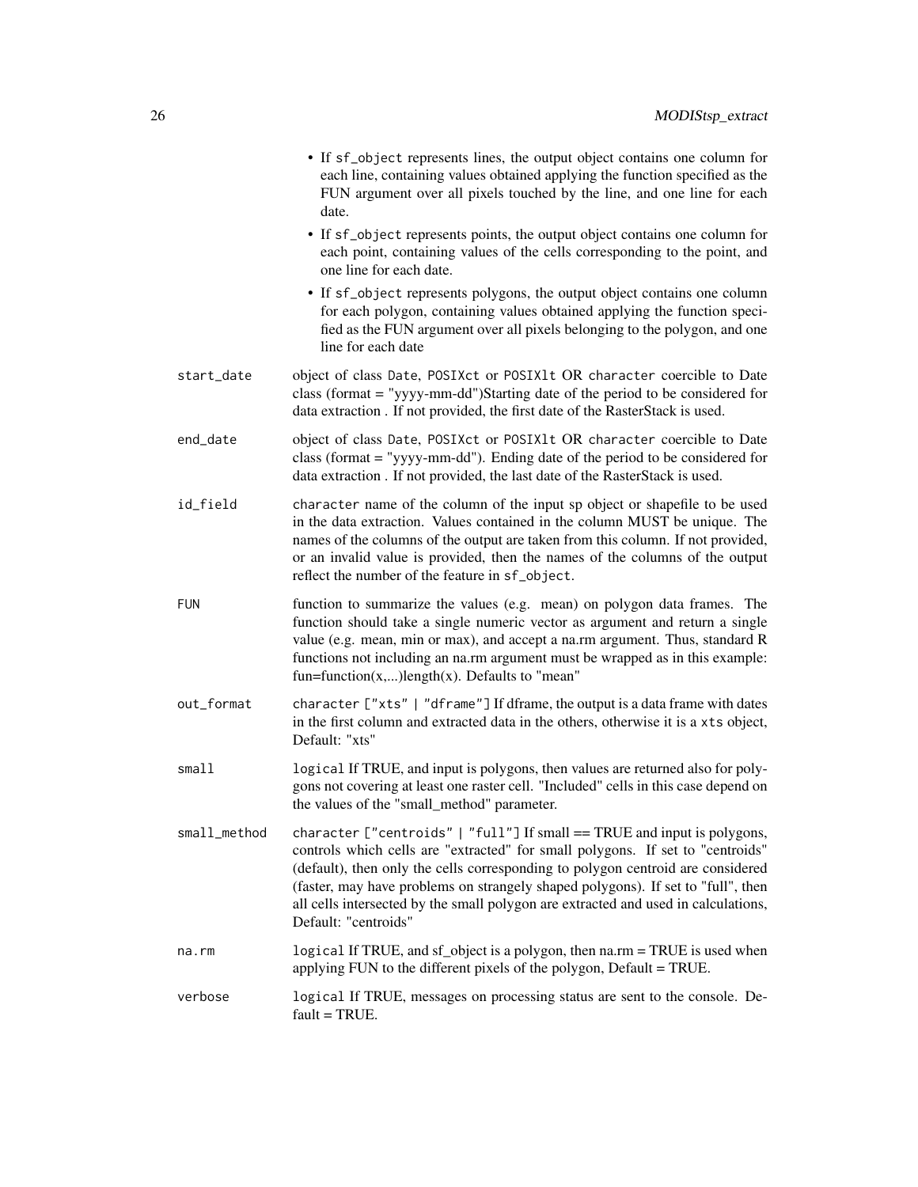- If `sf_object` represents lines, the output object contains one column for each line, containing values obtained applying the function specified as the FUN argument over all pixels touched by the line, and one line for each date.
- If `sf_object` represents points, the output object contains one column for each point, containing values of the cells corresponding to the point, and one line for each date.
- If `sf_object` represents polygons, the output object contains one column for each polygon, containing values obtained applying the function specified as the FUN argument over all pixels belonging to the polygon, and one line for each date

`start_date`
: object of class `Date`, `POSIXct` or `POSIXlt` OR `character` coercible to Date class (format = "yyyy-mm-dd")Starting date of the period to be considered for data extraction . If not provided, the first date of the RasterStack is used.

`end_date`
: object of class `Date`, `POSIXct` or `POSIXlt` OR `character` coercible to Date class (format = "yyyy-mm-dd"). Ending date of the period to be considered for data extraction . If not provided, the last date of the RasterStack is used.

`id_field`
: `character` name of the column of the input sp object or shapefile to be used in the data extraction. Values contained in the column MUST be unique. The names of the columns of the output are taken from this column. If not provided, or an invalid value is provided, then the names of the columns of the output reflect the number of the feature in `sf_object`.

`FUN`
: function to summarize the values (e.g. mean) on polygon data frames. The function should take a single numeric vector as argument and return a single value (e.g. mean, min or max), and accept a na.rm argument. Thus, standard R functions not including an na.rm argument must be wrapped as in this example: fun=function(x,...)length(x). Defaults to "mean"

`out_format`
: `character ["xts" | "dframe"]` If dframe, the output is a data frame with dates in the first column and extracted data in the others, otherwise it is a `xts` object, Default: "xts"

`small`
: `logical` If TRUE, and input is polygons, then values are returned also for polygons not covering at least one raster cell. "Included" cells in this case depend on the values of the "small_method" parameter.

`small_method`
: `character ["centroids" | "full"]` If small == TRUE and input is polygons, controls which cells are "extracted" for small polygons. If set to "centroids" (default), then only the cells corresponding to polygon centroid are considered (faster, may have problems on strangely shaped polygons). If set to "full", then all cells intersected by the small polygon are extracted and used in calculations, Default: "centroids"

`na.rm`
: `logical` If TRUE, and sf_object is a polygon, then na.rm = TRUE is used when applying FUN to the different pixels of the polygon, Default = TRUE.

`verbose`
: `logical` If TRUE, messages on processing status are sent to the console. Default = TRUE.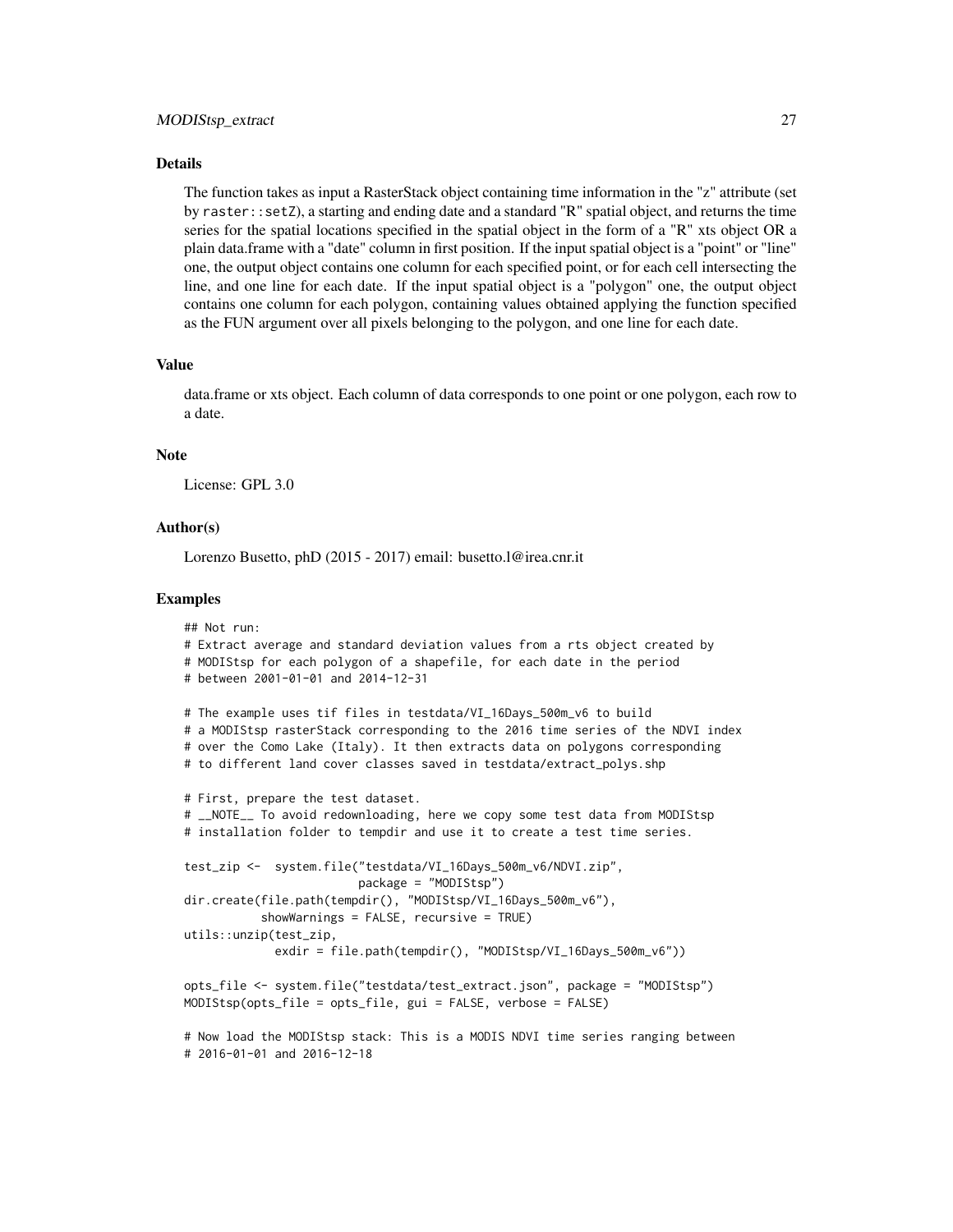### Details

The function takes as input a RasterStack object containing time information in the "z" attribute (set by `raster::setZ`), a starting and ending date and a standard "R" spatial object, and returns the time series for the spatial locations specified in the spatial object in the form of a "R" xts object OR a plain data.frame with a "date" column in first position. If the input spatial object is a "point" or "line" one, the output object contains one column for each specified point, or for each cell intersecting the line, and one line for each date. If the input spatial object is a "polygon" one, the output object contains one column for each polygon, containing values obtained applying the function specified as the FUN argument over all pixels belonging to the polygon, and one line for each date.

### Value

data.frame or xts object. Each column of data corresponds to one point or one polygon, each row to a date.

### Note

License: GPL 3.0

### Author(s)

Lorenzo Busetto, phD (2015 - 2017) email: busetto.l@irea.cnr.it

### Examples

```
## Not run:
# Extract average and standard deviation values from a rts object created by
# MODIStsp for each polygon of a shapefile, for each date in the period
# between 2001-01-01 and 2014-12-31

# The example uses tif files in testdata/VI_16Days_500m_v6 to build
# a MODIStsp rasterStack corresponding to the 2016 time series of the NDVI index
# over the Como Lake (Italy). It then extracts data on polygons corresponding
# to different land cover classes saved in testdata/extract_polys.shp

# First, prepare the test dataset.
# __NOTE__ To avoid redownloading, here we copy some test data from MODIStsp
# installation folder to tempdir and use it to create a test time series.

test_zip <-  system.file("testdata/VI_16Days_500m_v6/NDVI.zip",
                         package = "MODIStsp")
dir.create(file.path(tempdir(), "MODIStsp/VI_16Days_500m_v6"),
           showWarnings = FALSE, recursive = TRUE)
utils::unzip(test_zip,
             exdir = file.path(tempdir(), "MODIStsp/VI_16Days_500m_v6"))

opts_file <- system.file("testdata/test_extract.json", package = "MODIStsp")
MODIStsp(opts_file = opts_file, gui = FALSE, verbose = FALSE)

# Now load the MODIStsp stack: This is a MODIS NDVI time series ranging between
# 2016-01-01 and 2016-12-18
```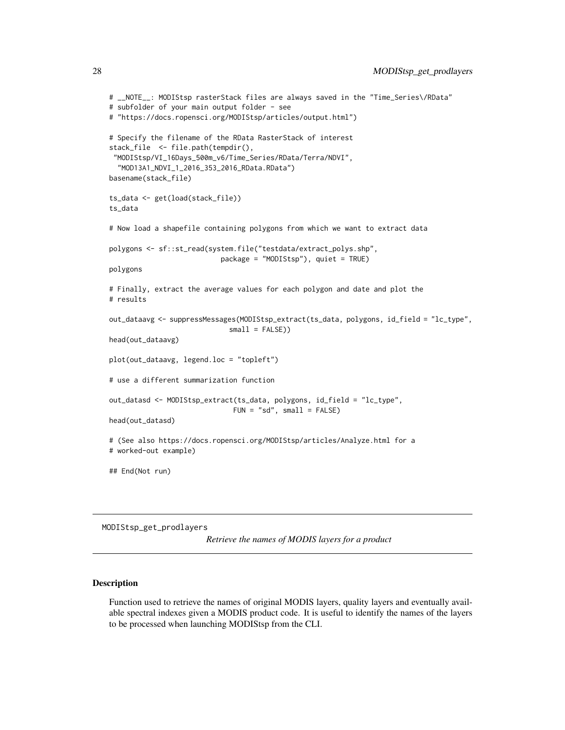```
# __NOTE__: MODIStsp rasterStack files are always saved in the "Time_Series\/RData"
# subfolder of your main output folder - see
# "https://docs.ropensci.org/MODIStsp/articles/output.html")

# Specify the filename of the RData RasterStack of interest
stack_file  <- file.path(tempdir(),
 "MODIStsp/VI_16Days_500m_v6/Time_Series/RData/Terra/NDVI",
  "MOD13A1_NDVI_1_2016_353_2016_RData.RData")
basename(stack_file)

ts_data <- get(load(stack_file))
ts_data

# Now load a shapefile containing polygons from which we want to extract data

polygons <- sf::st_read(system.file("testdata/extract_polys.shp",
                           package = "MODIStsp"), quiet = TRUE)
polygons

# Finally, extract the average values for each polygon and date and plot the
# results

out_dataavg <- suppressMessages(MODIStsp_extract(ts_data, polygons, id_field = "lc_type",
                             small = FALSE))
head(out_dataavg)

plot(out_dataavg, legend.loc = "topleft")

# use a different summarization function

out_datasd <- MODIStsp_extract(ts_data, polygons, id_field = "lc_type",
                              FUN = "sd", small = FALSE)
head(out_datasd)

# (See also https://docs.ropensci.org/MODIStsp/articles/Analyze.html for a
# worked-out example)

## End(Not run)
```

---

MODIStsp_get_prodlayers — *Retrieve the names of MODIS layers for a product*

---

## Description

Function used to retrieve the names of original MODIS layers, quality layers and eventually available spectral indexes given a MODIS product code. It is useful to identify the names of the layers to be processed when launching MODIStsp from the CLI.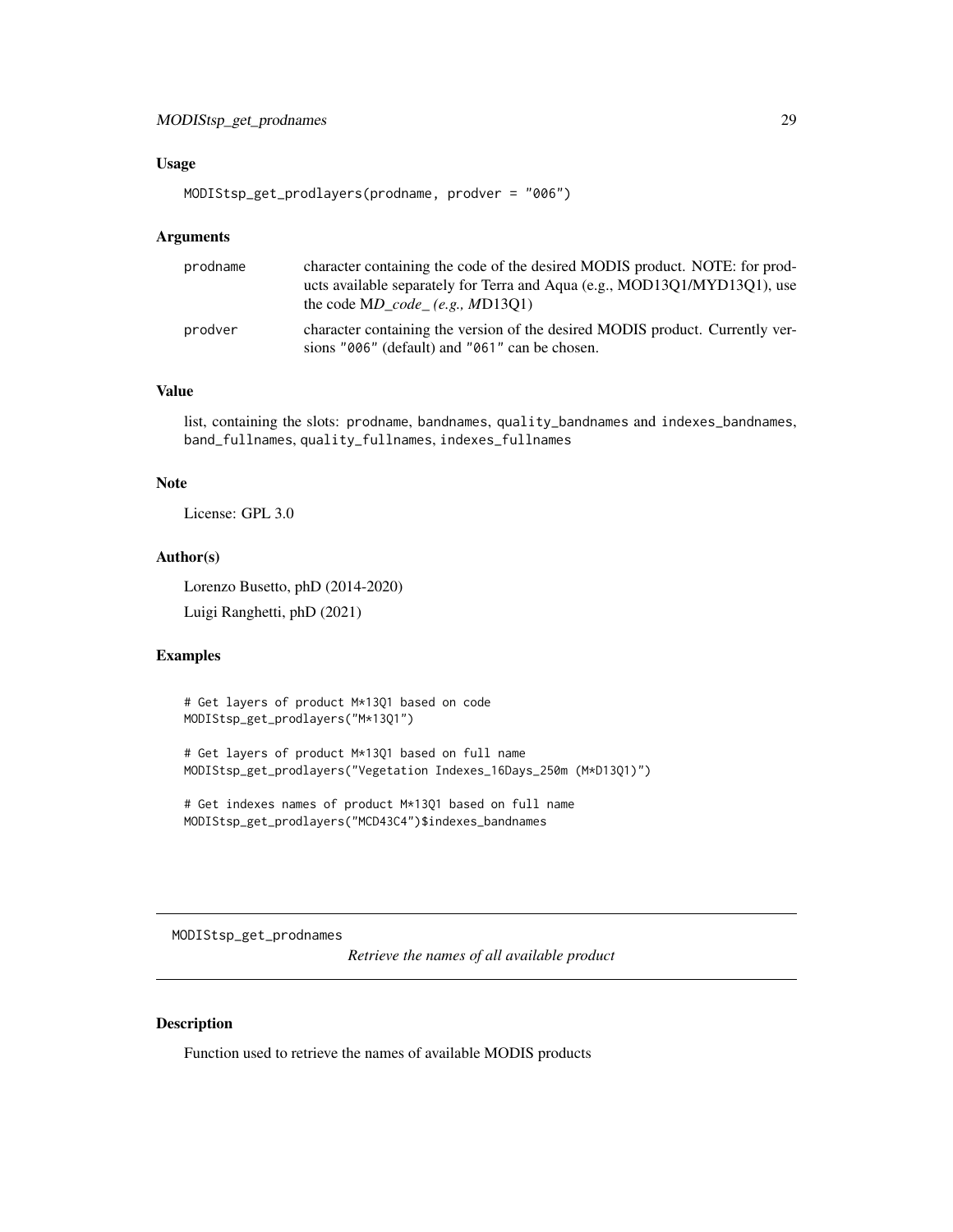### Usage

```
MODIStsp_get_prodlayers(prodname, prodver = "006")
```

### Arguments

| | |
|---|---|
| prodname | character containing the code of the desired MODIS product. NOTE: for products available separately for Terra and Aqua (e.g., MOD13Q1/MYD13Q1), use the code MD_*code_ (e.g., M*D13Q1) |
| prodver | character containing the version of the desired MODIS product. Currently versions "006" (default) and "061" can be chosen. |

### Value

list, containing the slots: prodname, bandnames, quality_bandnames and indexes_bandnames, band_fullnames, quality_fullnames, indexes_fullnames

### Note

License: GPL 3.0

### Author(s)

Lorenzo Busetto, phD (2014-2020)

Luigi Ranghetti, phD (2021)

### Examples

```
# Get layers of product M*13Q1 based on code
MODIStsp_get_prodlayers("M*13Q1")

# Get layers of product M*13Q1 based on full name
MODIStsp_get_prodlayers("Vegetation Indexes_16Days_250m (M*D13Q1)")

# Get indexes names of product M*13Q1 based on full name
MODIStsp_get_prodlayers("MCD43C4")$indexes_bandnames
```

---

## MODIStsp_get_prodnames

*Retrieve the names of all available product*

### Description

Function used to retrieve the names of available MODIS products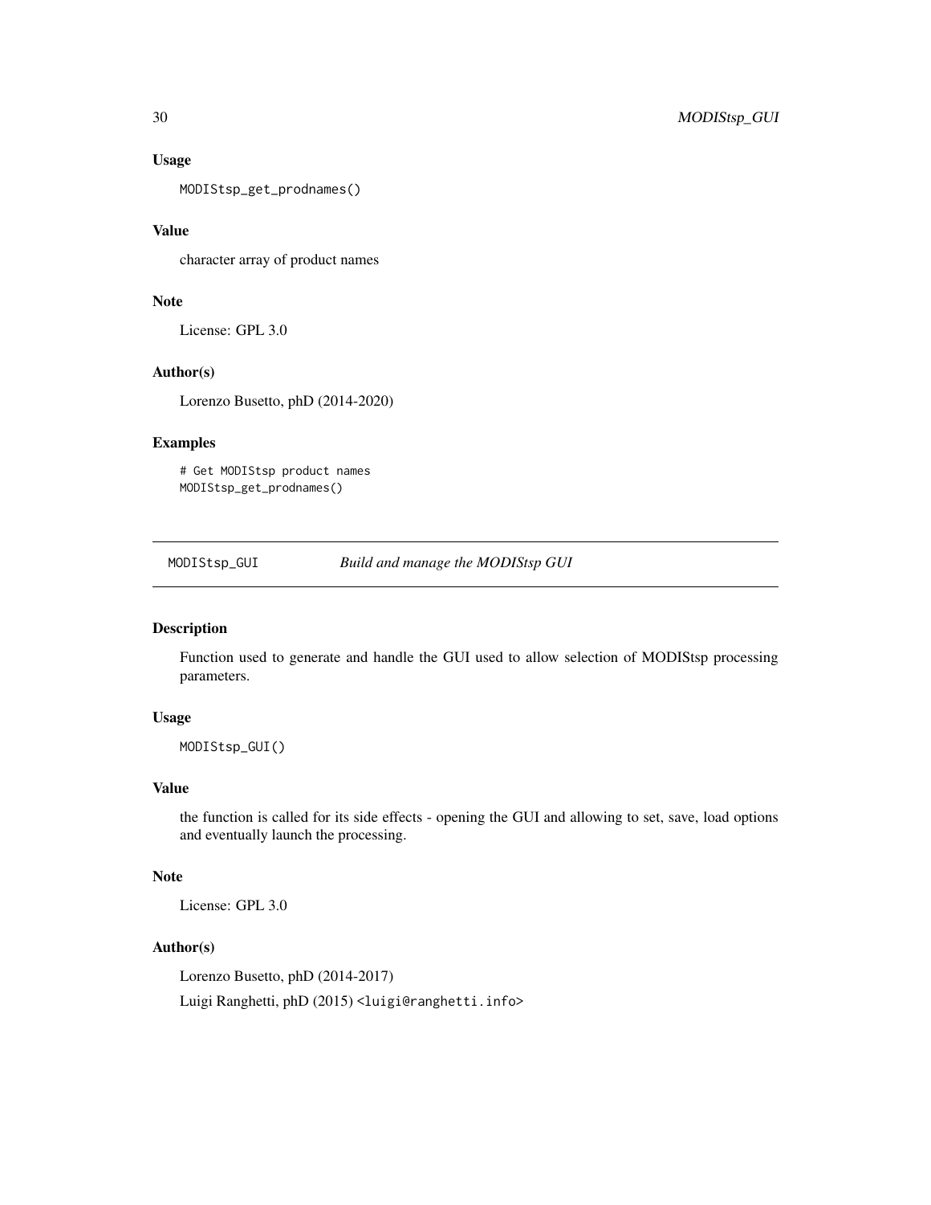## Usage

```
MODIStsp_get_prodnames()
```

## Value

character array of product names

## Note

License: GPL 3.0

## Author(s)

Lorenzo Busetto, phD (2014-2020)

## Examples

```
# Get MODIStsp product names
MODIStsp_get_prodnames()
```

---

# MODIStsp_GUI *Build and manage the MODIStsp GUI*

## Description

Function used to generate and handle the GUI used to allow selection of MODIStsp processing parameters.

## Usage

```
MODIStsp_GUI()
```

## Value

the function is called for its side effects - opening the GUI and allowing to set, save, load options and eventually launch the processing.

## Note

License: GPL 3.0

## Author(s)

Lorenzo Busetto, phD (2014-2017)

Luigi Ranghetti, phD (2015) <luigi@ranghetti.info>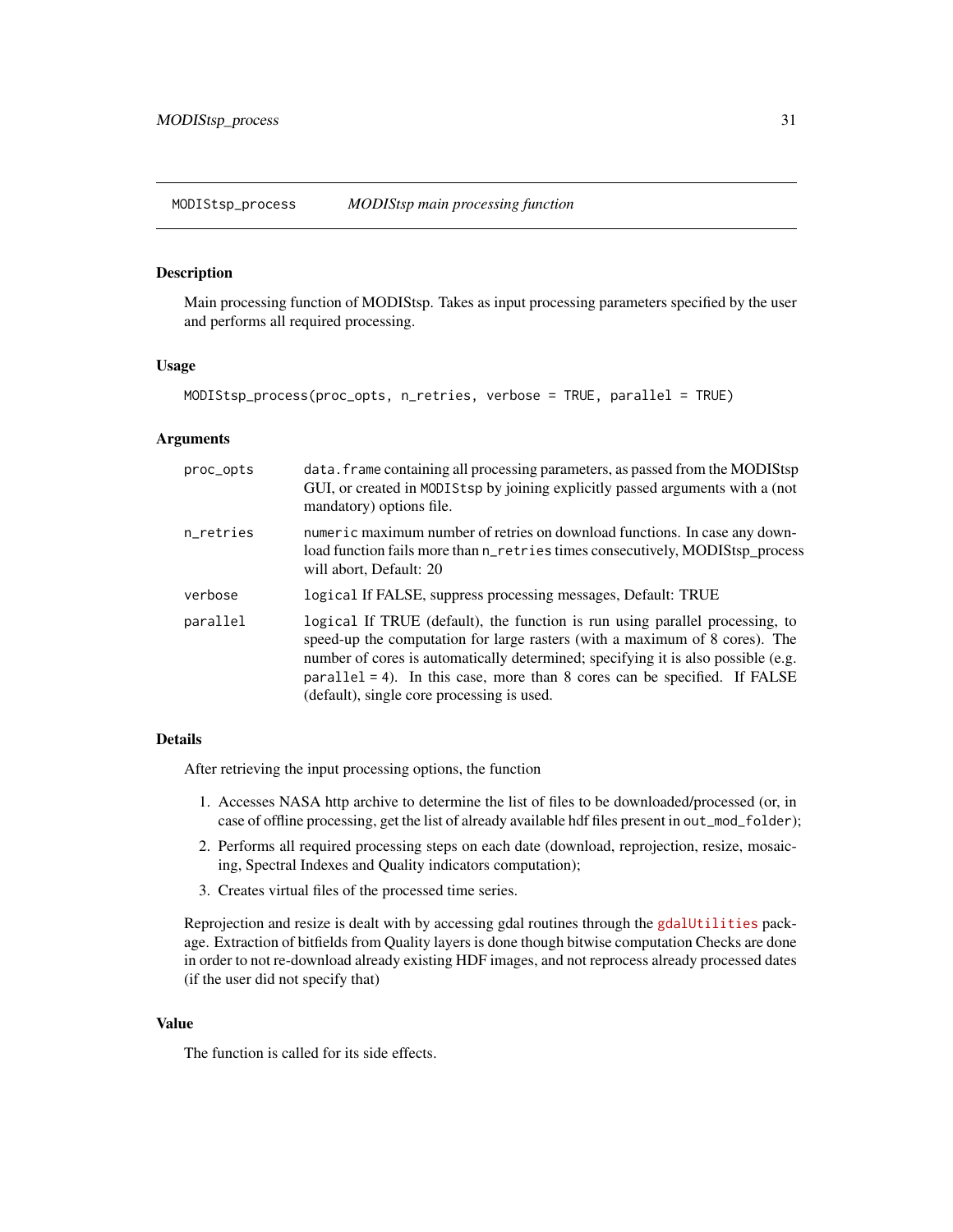## MODIStsp_process — *MODIStsp main processing function*

### Description

Main processing function of MODIStsp. Takes as input processing parameters specified by the user and performs all required processing.

### Usage

```
MODIStsp_process(proc_opts, n_retries, verbose = TRUE, parallel = TRUE)
```

### Arguments

| | |
|---|---|
| `proc_opts` | `data.frame` containing all processing parameters, as passed from the MODIStsp GUI, or created in `MODIStsp` by joining explicitly passed arguments with a (not mandatory) options file. |
| `n_retries` | `numeric` maximum number of retries on download functions. In case any download function fails more than `n_retries` times consecutively, MODIStsp_process will abort, Default: 20 |
| `verbose` | `logical` If FALSE, suppress processing messages, Default: TRUE |
| `parallel` | `logical` If TRUE (default), the function is run using parallel processing, to speed-up the computation for large rasters (with a maximum of 8 cores). The number of cores is automatically determined; specifying it is also possible (e.g. `parallel = 4`). In this case, more than 8 cores can be specified. If FALSE (default), single core processing is used. |

### Details

After retrieving the input processing options, the function

1. Accesses NASA http archive to determine the list of files to be downloaded/processed (or, in case of offline processing, get the list of already available hdf files present in `out_mod_folder`);
2. Performs all required processing steps on each date (download, reprojection, resize, mosaicing, Spectral Indexes and Quality indicators computation);
3. Creates virtual files of the processed time series.

Reprojection and resize is dealt with by accessing gdal routines through the `gdalUtilities` package. Extraction of bitfields from Quality layers is done though bitwise computation Checks are done in order to not re-download already existing HDF images, and not reprocess already processed dates (if the user did not specify that)

### Value

The function is called for its side effects.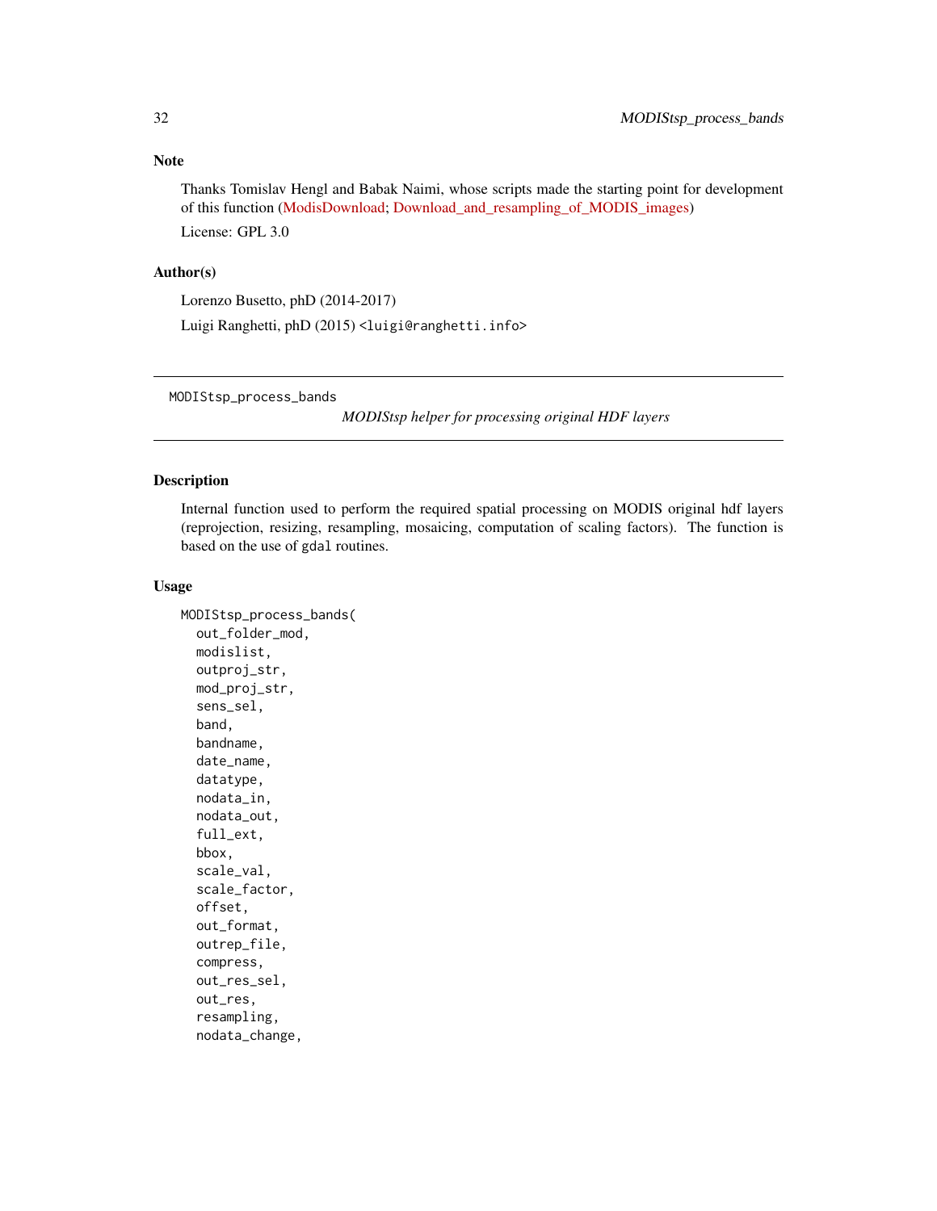### Note

Thanks Tomislav Hengl and Babak Naimi, whose scripts made the starting point for development of this function (ModisDownload; Download_and_resampling_of_MODIS_images)

License: GPL 3.0

### Author(s)

Lorenzo Busetto, phD (2014-2017)

Luigi Ranghetti, phD (2015) <luigi@ranghetti.info>

---

## MODIStsp_process_bands

*MODIStsp helper for processing original HDF layers*

---

### Description

Internal function used to perform the required spatial processing on MODIS original hdf layers (reprojection, resizing, resampling, mosaicing, computation of scaling factors). The function is based on the use of gdal routines.

### Usage

```
MODIStsp_process_bands(
  out_folder_mod,
  modislist,
  outproj_str,
  mod_proj_str,
  sens_sel,
  band,
  bandname,
  date_name,
  datatype,
  nodata_in,
  nodata_out,
  full_ext,
  bbox,
  scale_val,
  scale_factor,
  offset,
  out_format,
  outrep_file,
  compress,
  out_res_sel,
  out_res,
  resampling,
  nodata_change,
```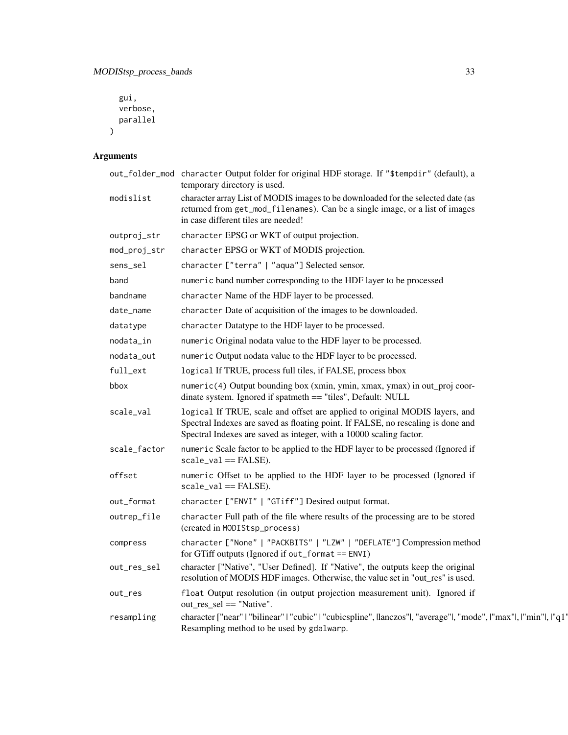```
  gui,
  verbose,
  parallel
)
```

## Arguments

| Argument | Description |
|---|---|
| out_folder_mod | character Output folder for original HDF storage. If "$tempdir" (default), a temporary directory is used. |
| modislist | character array List of MODIS images to be downloaded for the selected date (as returned from get_mod_filenames). Can be a single image, or a list of images in case different tiles are needed! |
| outproj_str | character EPSG or WKT of output projection. |
| mod_proj_str | character EPSG or WKT of MODIS projection. |
| sens_sel | character ["terra" \| "aqua"] Selected sensor. |
| band | numeric band number corresponding to the HDF layer to be processed |
| bandname | character Name of the HDF layer to be processed. |
| date_name | character Date of acquisition of the images to be downloaded. |
| datatype | character Datatype to the HDF layer to be processed. |
| nodata_in | numeric Original nodata value to the HDF layer to be processed. |
| nodata_out | numeric Output nodata value to the HDF layer to be processed. |
| full_ext | logical If TRUE, process full tiles, if FALSE, process bbox |
| bbox | numeric(4) Output bounding box (xmin, ymin, xmax, ymax) in out_proj coordinate system. Ignored if spatmeth == "tiles", Default: NULL |
| scale_val | logical If TRUE, scale and offset are applied to original MODIS layers, and Spectral Indexes are saved as floating point. If FALSE, no rescaling is done and Spectral Indexes are saved as integer, with a 10000 scaling factor. |
| scale_factor | numeric Scale factor to be applied to the HDF layer to be processed (Ignored if scale_val == FALSE). |
| offset | numeric Offset to be applied to the HDF layer to be processed (Ignored if scale_val == FALSE). |
| out_format | character ["ENVI" \| "GTiff"] Desired output format. |
| outrep_file | character Full path of the file where results of the processing are to be stored (created in MODIStsp_process) |
| compress | character ["None" \| "PACKBITS" \| "LZW" \| "DEFLATE"] Compression method for GTiff outputs (Ignored if out_format == ENVI) |
| out_res_sel | character ["Native", "User Defined]. If "Native", the outputs keep the original resolution of MODIS HDF images. Otherwise, the value set in "out_res" is used. |
| out_res | float Output resolution (in output projection measurement unit). Ignored if out_res_sel == "Native". |
| resampling | character ["near" \| "bilinear" \| "cubic" \| "cubicspline", \|lanczos"\|, "average"\|, "mode", \|"max"\|, \|"min"\|, \|"q1" Resampling method to be used by gdalwarp. |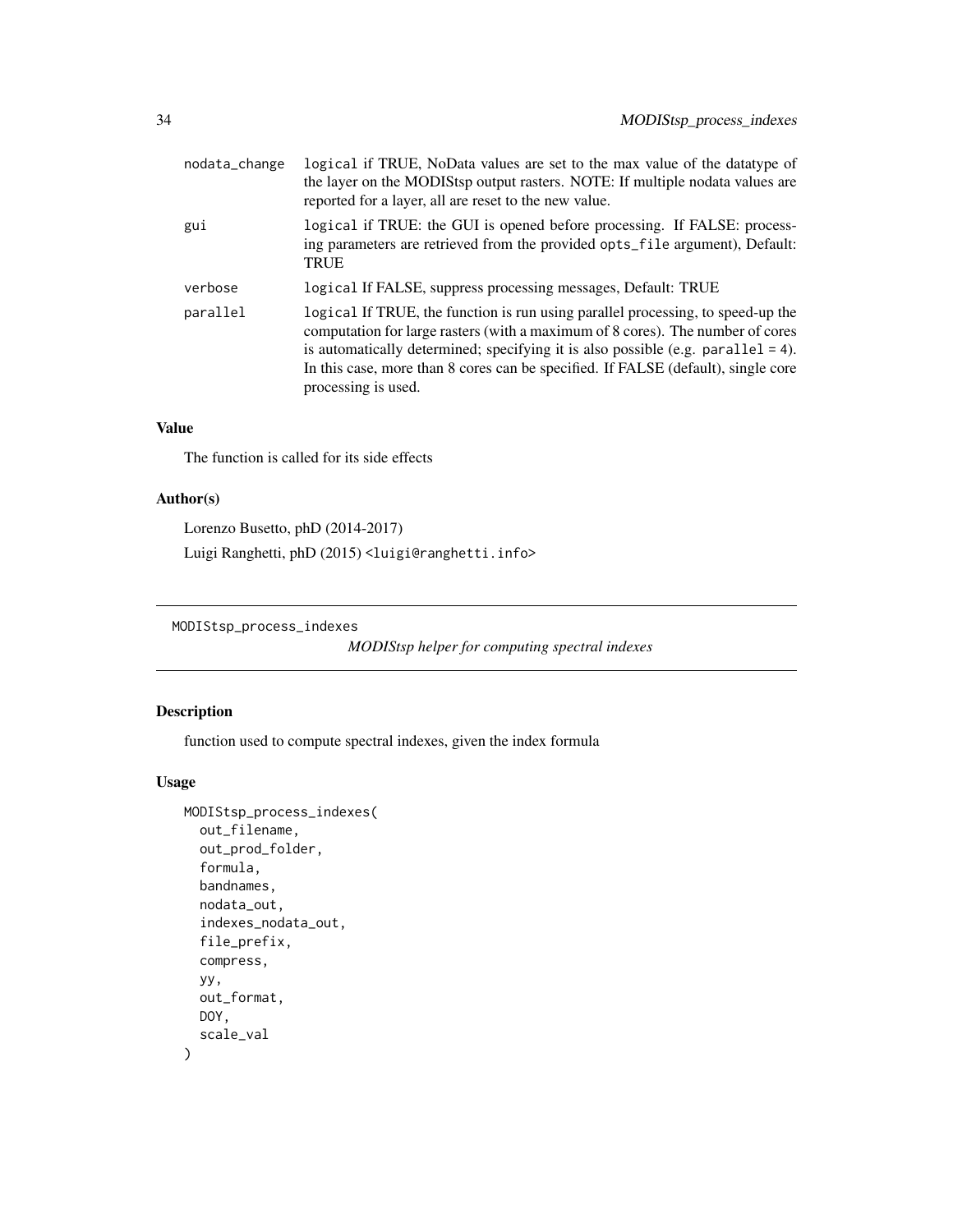| | |
|---|---|
| nodata_change | logical if TRUE, NoData values are set to the max value of the datatype of the layer on the MODIStsp output rasters. NOTE: If multiple nodata values are reported for a layer, all are reset to the new value. |
| gui | logical if TRUE: the GUI is opened before processing. If FALSE: processing parameters are retrieved from the provided opts_file argument), Default: TRUE |
| verbose | logical If FALSE, suppress processing messages, Default: TRUE |
| parallel | logical If TRUE, the function is run using parallel processing, to speed-up the computation for large rasters (with a maximum of 8 cores). The number of cores is automatically determined; specifying it is also possible (e.g. parallel = 4). In this case, more than 8 cores can be specified. If FALSE (default), single core processing is used. |

### Value

The function is called for its side effects

### Author(s)

Lorenzo Busetto, phD (2014-2017)

Luigi Ranghetti, phD (2015) <luigi@ranghetti.info>

---

## MODIStsp_process_indexes

*MODIStsp helper for computing spectral indexes*

### Description

function used to compute spectral indexes, given the index formula

### Usage

```
MODIStsp_process_indexes(
  out_filename,
  out_prod_folder,
  formula,
  bandnames,
  nodata_out,
  indexes_nodata_out,
  file_prefix,
  compress,
  yy,
  out_format,
  DOY,
  scale_val
)
```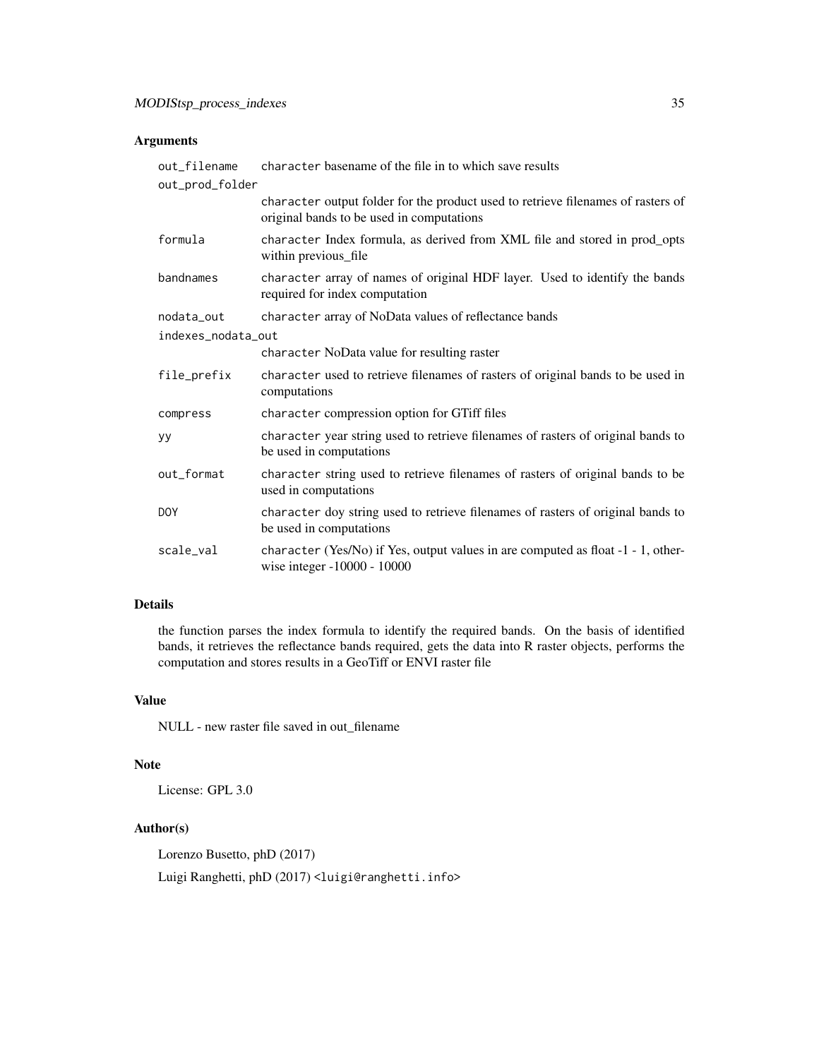## Arguments

| Argument | Description |
|---|---|
| `out_filename` | `character` basename of the file in to which save results |
| `out_prod_folder` | `character` output folder for the product used to retrieve filenames of rasters of original bands to be used in computations |
| `formula` | `character` Index formula, as derived from XML file and stored in prod_opts within previous_file |
| `bandnames` | `character` array of names of original HDF layer. Used to identify the bands required for index computation |
| `nodata_out` | `character` array of NoData values of reflectance bands |
| `indexes_nodata_out` | `character` NoData value for resulting raster |
| `file_prefix` | `character` used to retrieve filenames of rasters of original bands to be used in computations |
| `compress` | `character` compression option for GTiff files |
| `yy` | `character` year string used to retrieve filenames of rasters of original bands to be used in computations |
| `out_format` | `character` string used to retrieve filenames of rasters of original bands to be used in computations |
| `DOY` | `character` doy string used to retrieve filenames of rasters of original bands to be used in computations |
| `scale_val` | `character` (Yes/No) if Yes, output values in are computed as float -1 - 1, otherwise integer -10000 - 10000 |

## Details

the function parses the index formula to identify the required bands. On the basis of identified bands, it retrieves the reflectance bands required, gets the data into R raster objects, performs the computation and stores results in a GeoTiff or ENVI raster file

## Value

NULL - new raster file saved in out_filename

## Note

License: GPL 3.0

## Author(s)

Lorenzo Busetto, phD (2017)

Luigi Ranghetti, phD (2017) `<luigi@ranghetti.info>`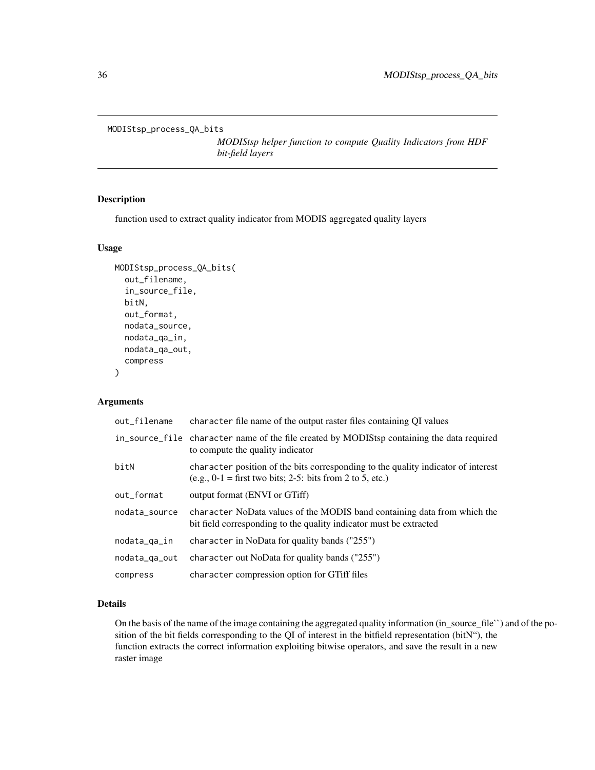```
MODIStsp_process_QA_bits
```

*MODIStsp helper function to compute Quality Indicators from HDF bit-field layers*

## Description

function used to extract quality indicator from MODIS aggregated quality layers

## Usage

```
MODIStsp_process_QA_bits(
  out_filename,
  in_source_file,
  bitN,
  out_format,
  nodata_source,
  nodata_qa_in,
  nodata_qa_out,
  compress
)
```

## Arguments

| | |
|---|---|
| `out_filename` | `character` file name of the output raster files containing QI values |
| `in_source_file` | `character` name of the file created by MODIStsp containing the data required to compute the quality indicator |
| `bitN` | `character` position of the bits corresponding to the quality indicator of interest (e.g., 0-1 = first two bits; 2-5: bits from 2 to 5, etc.) |
| `out_format` | output format (ENVI or GTiff) |
| `nodata_source` | `character` NoData values of the MODIS band containing data from which the bit field corresponding to the quality indicator must be extracted |
| `nodata_qa_in` | `character` in NoData for quality bands ("255") |
| `nodata_qa_out` | `character` out NoData for quality bands ("255") |
| `compress` | `character` compression option for GTiff files |

## Details

On the basis of the name of the image containing the aggregated quality information (in_source_file``) and of the position of the bit fields corresponding to the QI of interest in the bitfield representation (bitN"), the function extracts the correct information exploiting bitwise operators, and save the result in a new raster image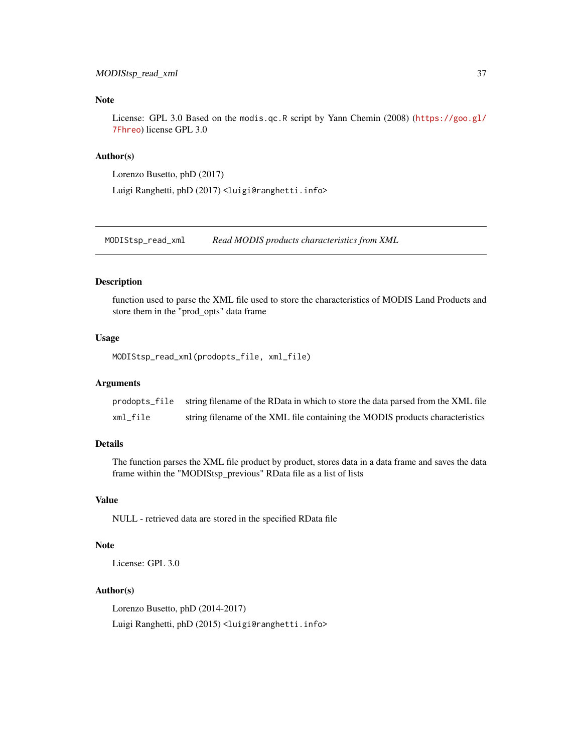## Note

License: GPL 3.0 Based on the `modis.qc.R` script by Yann Chemin (2008) (https://goo.gl/7Fhreo) license GPL 3.0

## Author(s)

Lorenzo Busetto, phD (2017)

Luigi Ranghetti, phD (2017) <luigi@ranghetti.info>

---

# MODIStsp_read_xml — *Read MODIS products characteristics from XML*

## Description

function used to parse the XML file used to store the characteristics of MODIS Land Products and store them in the "prod_opts" data frame

## Usage

```
MODIStsp_read_xml(prodopts_file, xml_file)
```

## Arguments

| | |
|---|---|
| `prodopts_file` | string filename of the RData in which to store the data parsed from the XML file |
| `xml_file` | string filename of the XML file containing the MODIS products characteristics |

## Details

The function parses the XML file product by product, stores data in a data frame and saves the data frame within the "MODIStsp_previous" RData file as a list of lists

## Value

NULL - retrieved data are stored in the specified RData file

## Note

License: GPL 3.0

## Author(s)

Lorenzo Busetto, phD (2014-2017)

Luigi Ranghetti, phD (2015) <luigi@ranghetti.info>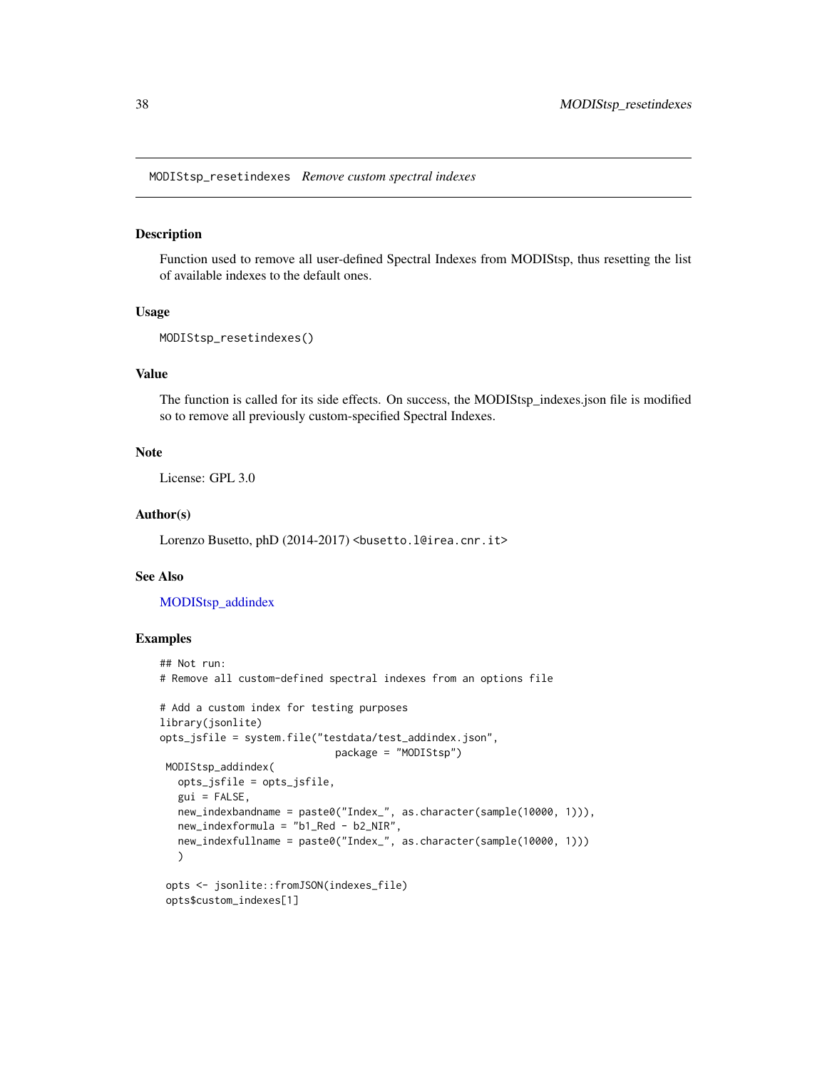# MODIStsp_resetindexes *Remove custom spectral indexes*

## Description

Function used to remove all user-defined Spectral Indexes from MODIStsp, thus resetting the list of available indexes to the default ones.

## Usage

```
MODIStsp_resetindexes()
```

## Value

The function is called for its side effects. On success, the MODIStsp_indexes.json file is modified so to remove all previously custom-specified Spectral Indexes.

## Note

License: GPL 3.0

## Author(s)

Lorenzo Busetto, phD (2014-2017) <busetto.l@irea.cnr.it>

## See Also

MODIStsp_addindex

## Examples

```
## Not run:
# Remove all custom-defined spectral indexes from an options file

# Add a custom index for testing purposes
library(jsonlite)
opts_jsfile = system.file("testdata/test_addindex.json",
                          package = "MODIStsp")
 MODIStsp_addindex(
   opts_jsfile = opts_jsfile,
   gui = FALSE,
   new_indexbandname = paste0("Index_", as.character(sample(10000, 1))),
   new_indexformula = "b1_Red - b2_NIR",
   new_indexfullname = paste0("Index_", as.character(sample(10000, 1)))
   )

 opts <- jsonlite::fromJSON(indexes_file)
 opts$custom_indexes[1]
```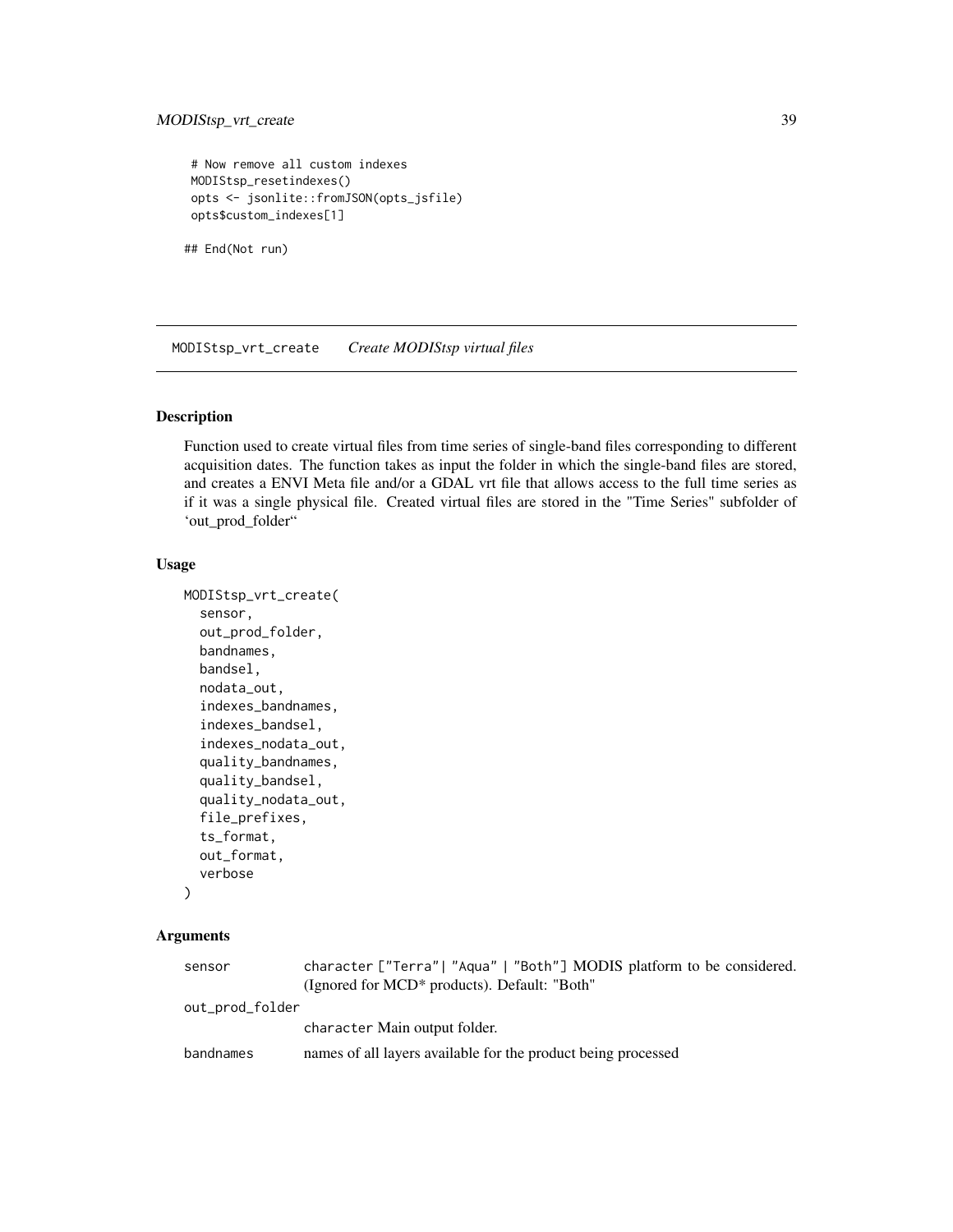```
 # Now remove all custom indexes
 MODIStsp_resetindexes()
 opts <- jsonlite::fromJSON(opts_jsfile)
 opts$custom_indexes[1]

## End(Not run)
```

## MODIStsp_vrt_create *Create MODIStsp virtual files*

### Description

Function used to create virtual files from time series of single-band files corresponding to different acquisition dates. The function takes as input the folder in which the single-band files are stored, and creates a ENVI Meta file and/or a GDAL vrt file that allows access to the full time series as if it was a single physical file. Created virtual files are stored in the "Time Series" subfolder of 'out_prod_folder"

### Usage

```
MODIStsp_vrt_create(
  sensor,
  out_prod_folder,
  bandnames,
  bandsel,
  nodata_out,
  indexes_bandnames,
  indexes_bandsel,
  indexes_nodata_out,
  quality_bandnames,
  quality_bandsel,
  quality_nodata_out,
  file_prefixes,
  ts_format,
  out_format,
  verbose
)
```

### Arguments

| | |
|---|---|
| sensor | character ["Terra"\| "Aqua" \| "Both"] MODIS platform to be considered. (Ignored for MCD* products). Default: "Both" |
| out_prod_folder | character Main output folder. |
| bandnames | names of all layers available for the product being processed |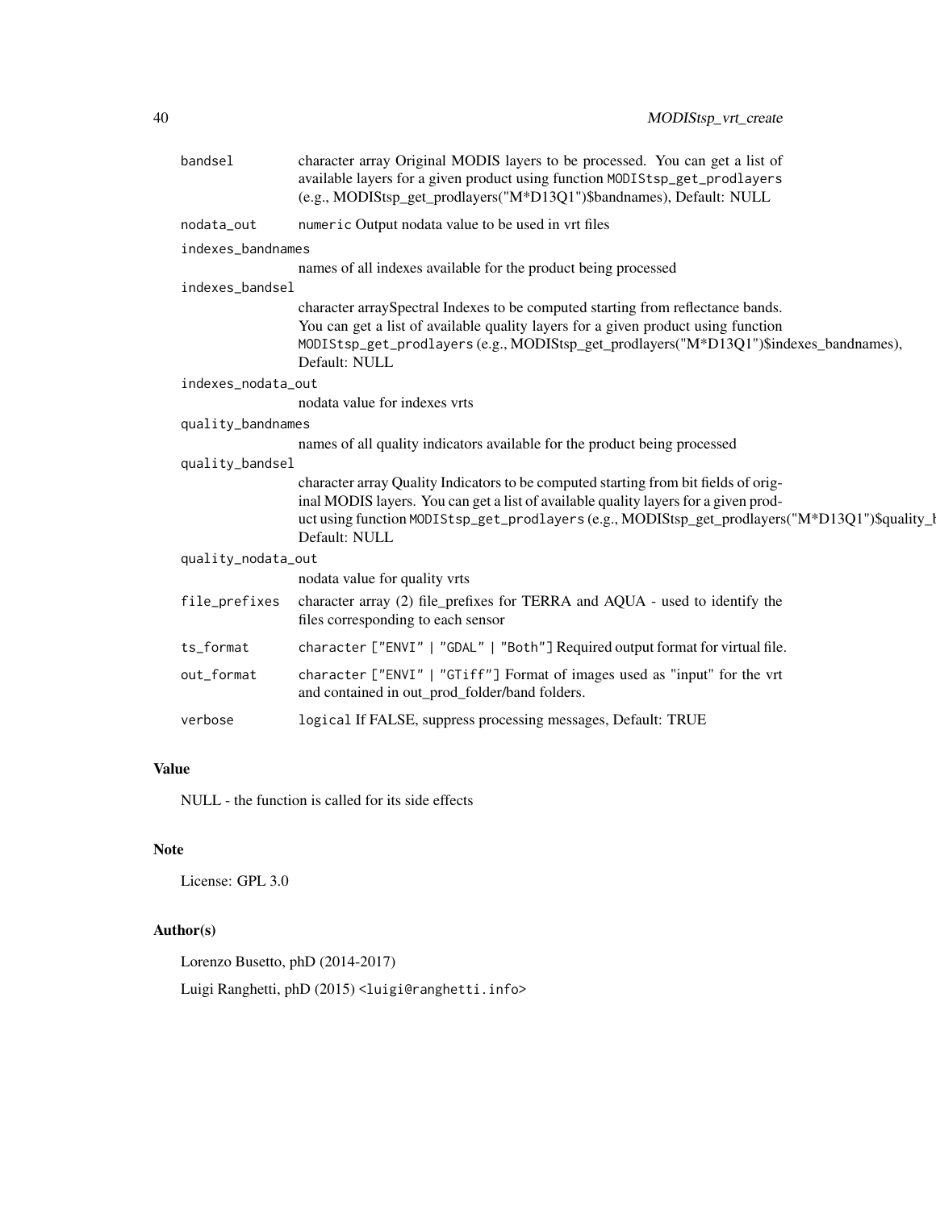| | |
|---|---|
| bandsel | character array Original MODIS layers to be processed. You can get a list of available layers for a given product using function MODIStsp_get_prodlayers (e.g., MODIStsp_get_prodlayers("M*D13Q1")$bandnames), Default: NULL |
| nodata_out | numeric Output nodata value to be used in vrt files |
| indexes_bandnames | names of all indexes available for the product being processed |
| indexes_bandsel | character arraySpectral Indexes to be computed starting from reflectance bands. You can get a list of available quality layers for a given product using function MODIStsp_get_prodlayers (e.g., MODIStsp_get_prodlayers("M*D13Q1")$indexes_bandnames), Default: NULL |
| indexes_nodata_out | nodata value for indexes vrts |
| quality_bandnames | names of all quality indicators available for the product being processed |
| quality_bandsel | character array Quality Indicators to be computed starting from bit fields of original MODIS layers. You can get a list of available quality layers for a given product using function MODIStsp_get_prodlayers (e.g., MODIStsp_get_prodlayers("M*D13Q1")$quality_b Default: NULL |
| quality_nodata_out | nodata value for quality vrts |
| file_prefixes | character array (2) file_prefixes for TERRA and AQUA - used to identify the files corresponding to each sensor |
| ts_format | character ["ENVI" \| "GDAL" \| "Both"] Required output format for virtual file. |
| out_format | character ["ENVI" \| "GTiff"] Format of images used as "input" for the vrt and contained in out_prod_folder/band folders. |
| verbose | logical If FALSE, suppress processing messages, Default: TRUE |

## Value

NULL - the function is called for its side effects

## Note

License: GPL 3.0

## Author(s)

Lorenzo Busetto, phD (2014-2017)

Luigi Ranghetti, phD (2015) <luigi@ranghetti.info>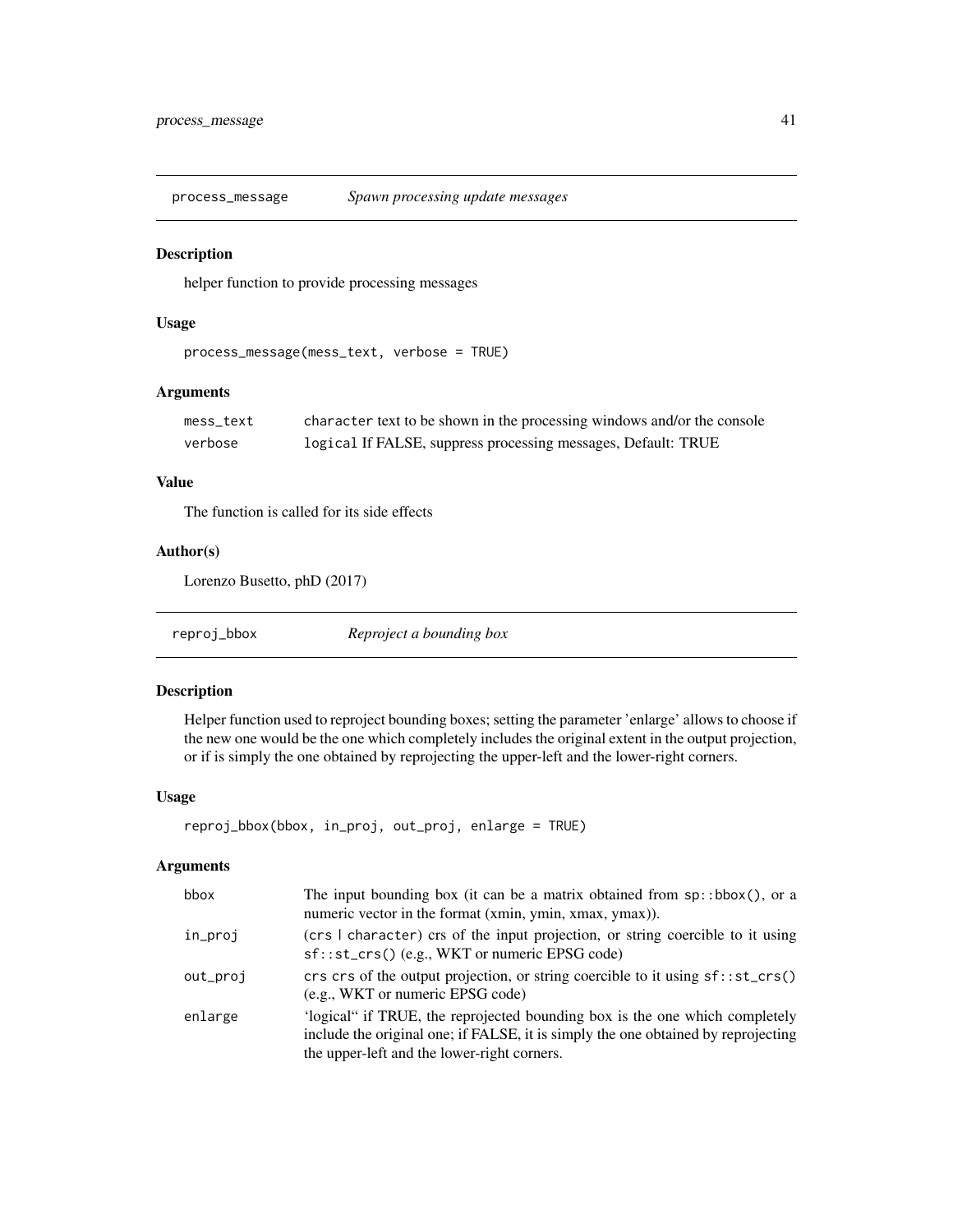## process_message — *Spawn processing update messages*

### Description

helper function to provide processing messages

### Usage

```
process_message(mess_text, verbose = TRUE)
```

### Arguments

| | |
|---|---|
| mess_text | `character` text to be shown in the processing windows and/or the console |
| verbose | `logical` If FALSE, suppress processing messages, Default: TRUE |

### Value

The function is called for its side effects

### Author(s)

Lorenzo Busetto, phD (2017)

## reproj_bbox — *Reproject a bounding box*

### Description

Helper function used to reproject bounding boxes; setting the parameter 'enlarge' allows to choose if the new one would be the one which completely includes the original extent in the output projection, or if is simply the one obtained by reprojecting the upper-left and the lower-right corners.

### Usage

```
reproj_bbox(bbox, in_proj, out_proj, enlarge = TRUE)
```

### Arguments

| | |
|---|---|
| bbox | The input bounding box (it can be a matrix obtained from `sp::bbox()`, or a numeric vector in the format (xmin, ymin, xmax, ymax)). |
| in_proj | (`crs` \| `character`) crs of the input projection, or string coercible to it using `sf::st_crs()` (e.g., WKT or numeric EPSG code) |
| out_proj | `crs` crs of the output projection, or string coercible to it using `sf::st_crs()` (e.g., WKT or numeric EPSG code) |
| enlarge | 'logical" if TRUE, the reprojected bounding box is the one which completely include the original one; if FALSE, it is simply the one obtained by reprojecting the upper-left and the lower-right corners. |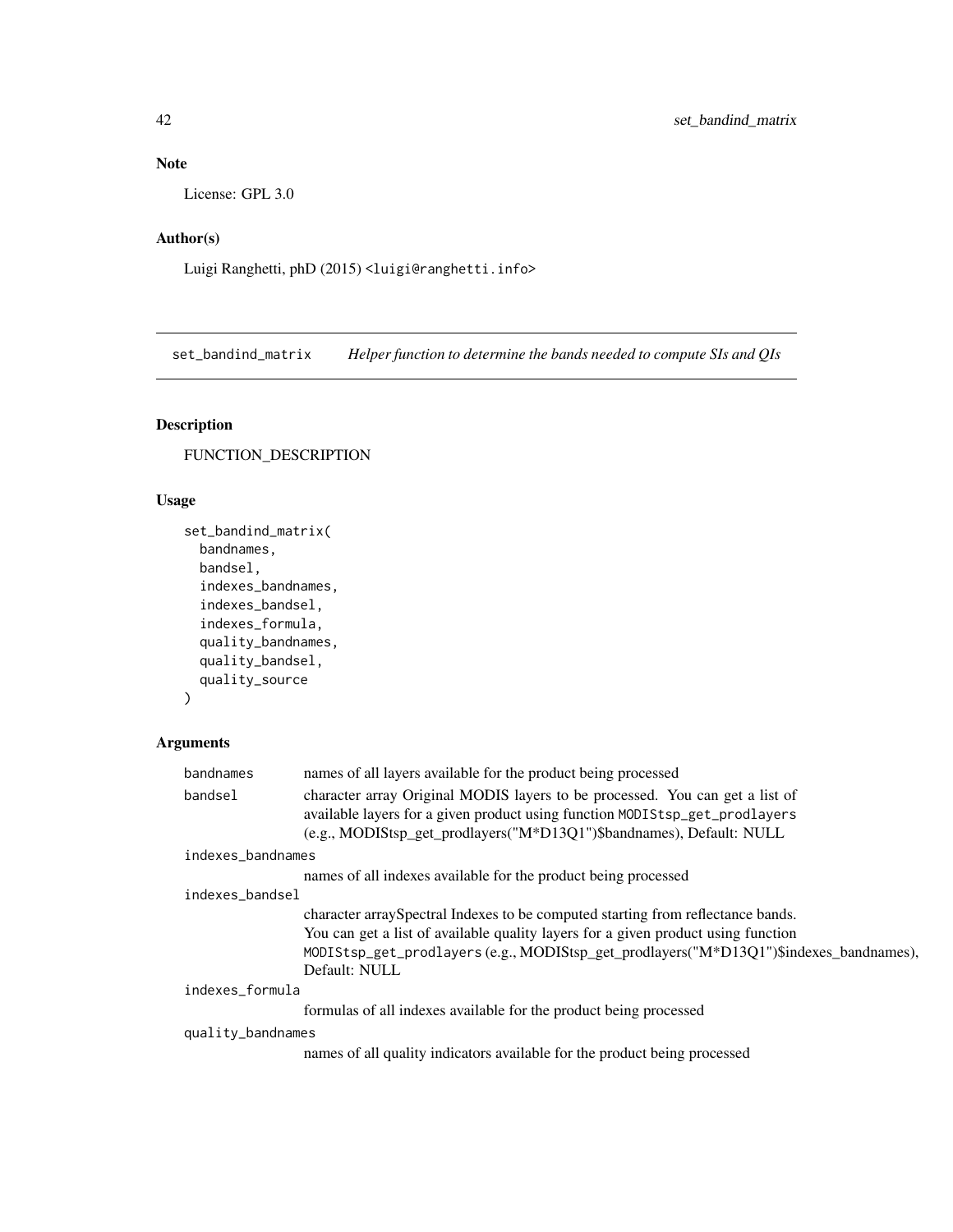## Note

License: GPL 3.0

## Author(s)

Luigi Ranghetti, phD (2015) <luigi@ranghetti.info>

---

# set_bandind_matrix — *Helper function to determine the bands needed to compute SIs and QIs*

## Description

FUNCTION_DESCRIPTION

## Usage

```
set_bandind_matrix(
  bandnames,
  bandsel,
  indexes_bandnames,
  indexes_bandsel,
  indexes_formula,
  quality_bandnames,
  quality_bandsel,
  quality_source
)
```

## Arguments

`bandnames`
: names of all layers available for the product being processed

`bandsel`
: character array Original MODIS layers to be processed. You can get a list of available layers for a given product using function `MODIStsp_get_prodlayers` (e.g., MODIStsp_get_prodlayers("M*D13Q1")$bandnames), Default: NULL

`indexes_bandnames`
: names of all indexes available for the product being processed

`indexes_bandsel`
: character arraySpectral Indexes to be computed starting from reflectance bands. You can get a list of available quality layers for a given product using function `MODIStsp_get_prodlayers` (e.g., MODIStsp_get_prodlayers("M*D13Q1")$indexes_bandnames), Default: NULL

`indexes_formula`
: formulas of all indexes available for the product being processed

`quality_bandnames`
: names of all quality indicators available for the product being processed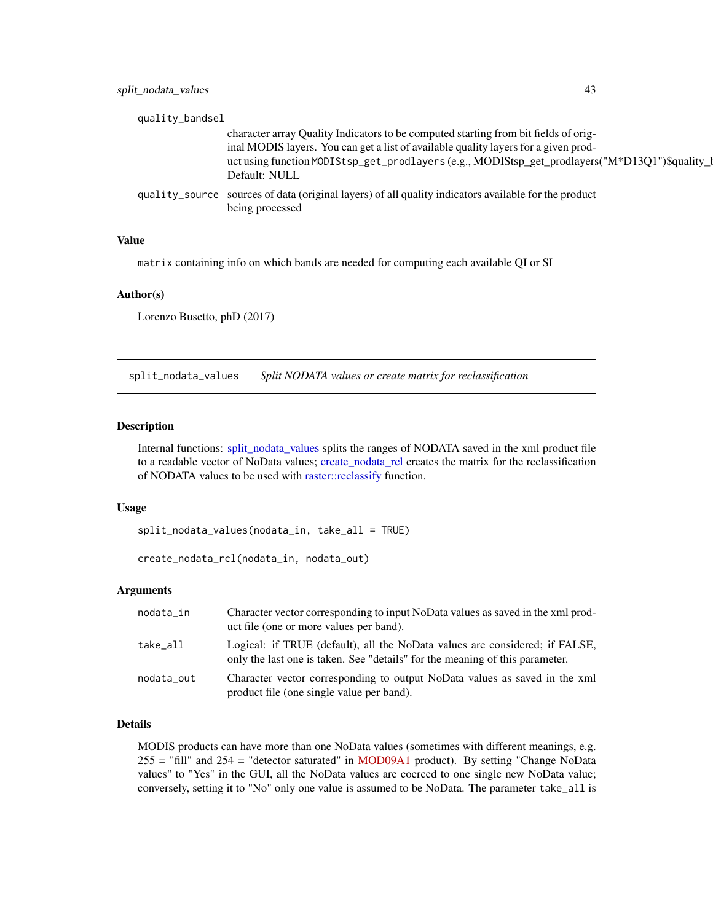quality_bandsel
: character array Quality Indicators to be computed starting from bit fields of original MODIS layers. You can get a list of available quality layers for a given product using function `MODIStsp_get_prodlayers` (e.g., MODIStsp_get_prodlayers("M*D13Q1")$quality_b Default: NULL

quality_source
: sources of data (original layers) of all quality indicators available for the product being processed

### Value

`matrix` containing info on which bands are needed for computing each available QI or SI

### Author(s)

Lorenzo Busetto, phD (2017)

---

## split_nodata_values    *Split NODATA values or create matrix for reclassification*

### Description

Internal functions: split_nodata_values splits the ranges of NODATA saved in the xml product file to a readable vector of NoData values; create_nodata_rcl creates the matrix for the reclassification of NODATA values to be used with raster::reclassify function.

### Usage

```
split_nodata_values(nodata_in, take_all = TRUE)

create_nodata_rcl(nodata_in, nodata_out)
```

### Arguments

| | |
|---|---|
| nodata_in | Character vector corresponding to input NoData values as saved in the xml product file (one or more values per band). |
| take_all | Logical: if TRUE (default), all the NoData values are considered; if FALSE, only the last one is taken. See "details" for the meaning of this parameter. |
| nodata_out | Character vector corresponding to output NoData values as saved in the xml product file (one single value per band). |

### Details

MODIS products can have more than one NoData values (sometimes with different meanings, e.g. 255 = "fill" and 254 = "detector saturated" in MOD09A1 product). By setting "Change NoData values" to "Yes" in the GUI, all the NoData values are coerced to one single new NoData value; conversely, setting it to "No" only one value is assumed to be NoData. The parameter `take_all` is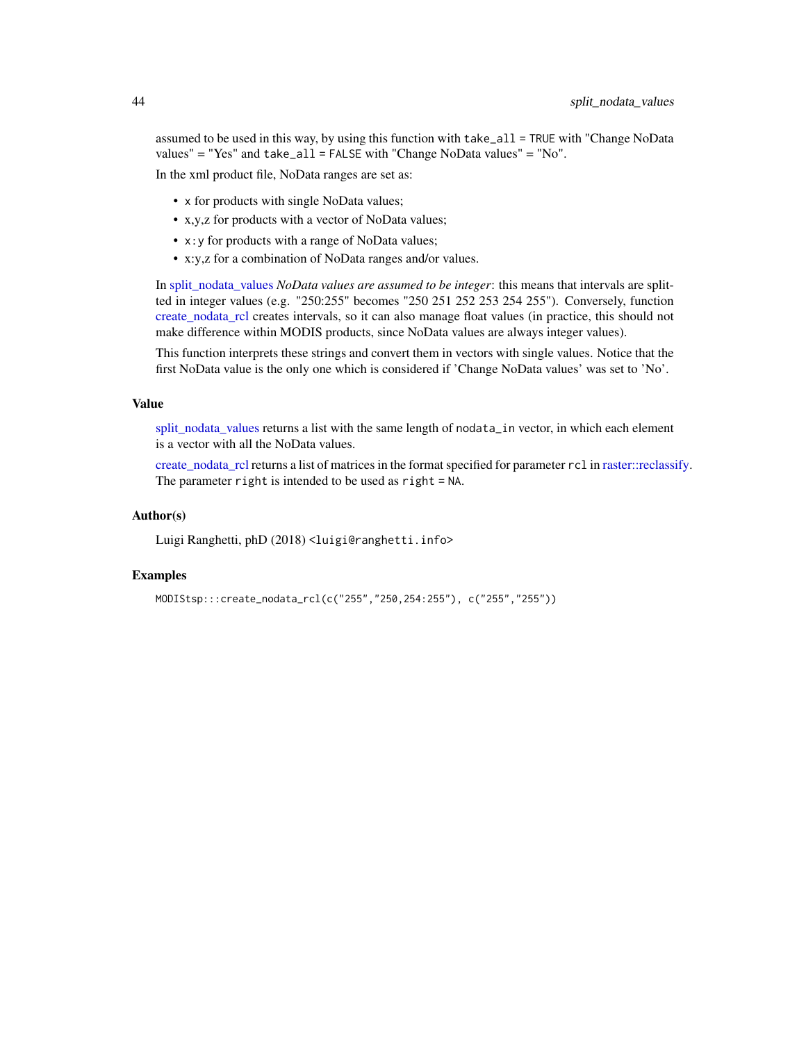assumed to be used in this way, by using this function with `take_all = TRUE` with "Change NoData values" = "Yes" and `take_all = FALSE` with "Change NoData values" = "No".

In the xml product file, NoData ranges are set as:

- `x` for products with single NoData values;
- x,y,z for products with a vector of NoData values;
- `x:y` for products with a range of NoData values;
- x:y,z for a combination of NoData ranges and/or values.

In split_nodata_values *NoData values are assumed to be integer*: this means that intervals are splitted in integer values (e.g. "250:255" becomes "250 251 252 253 254 255"). Conversely, function create_nodata_rcl creates intervals, so it can also manage float values (in practice, this should not make difference within MODIS products, since NoData values are always integer values).

This function interprets these strings and convert them in vectors with single values. Notice that the first NoData value is the only one which is considered if 'Change NoData values' was set to 'No'.

## Value

split_nodata_values returns a list with the same length of `nodata_in` vector, in which each element is a vector with all the NoData values.

create_nodata_rcl returns a list of matrices in the format specified for parameter `rcl` in raster::reclassify. The parameter `right` is intended to be used as `right = NA`.

## Author(s)

Luigi Ranghetti, phD (2018) <luigi@ranghetti.info>

## Examples

```
MODIStsp:::create_nodata_rcl(c("255","250,254:255"), c("255","255"))
```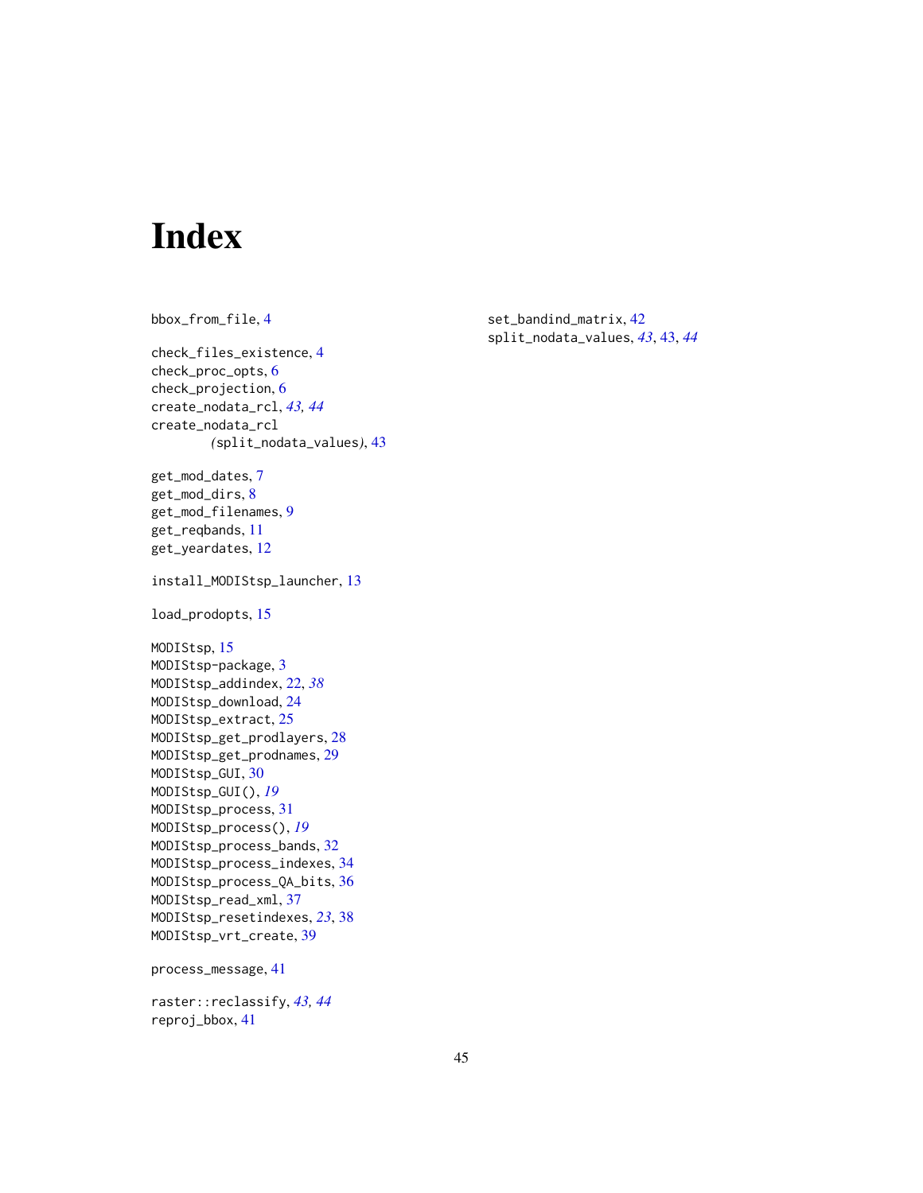# Index

bbox_from_file, 4

check_files_existence, 4
check_proc_opts, 6
check_projection, 6
create_nodata_rcl, *43, 44*
create_nodata_rcl
        *(*split_nodata_values*)*, 43

get_mod_dates, 7
get_mod_dirs, 8
get_mod_filenames, 9
get_reqbands, 11
get_yeardates, 12

install_MODIStsp_launcher, 13

load_prodopts, 15

MODIStsp, 15
MODIStsp-package, 3
MODIStsp_addindex, 22, *38*
MODIStsp_download, 24
MODIStsp_extract, 25
MODIStsp_get_prodlayers, 28
MODIStsp_get_prodnames, 29
MODIStsp_GUI, 30
MODIStsp_GUI(), *19*
MODIStsp_process, 31
MODIStsp_process(), *19*
MODIStsp_process_bands, 32
MODIStsp_process_indexes, 34
MODIStsp_process_QA_bits, 36
MODIStsp_read_xml, 37
MODIStsp_resetindexes, *23*, 38
MODIStsp_vrt_create, 39

process_message, 41

raster::reclassify, *43, 44*
reproj_bbox, 41

set_bandind_matrix, 42
split_nodata_values, *43*, 43, *44*